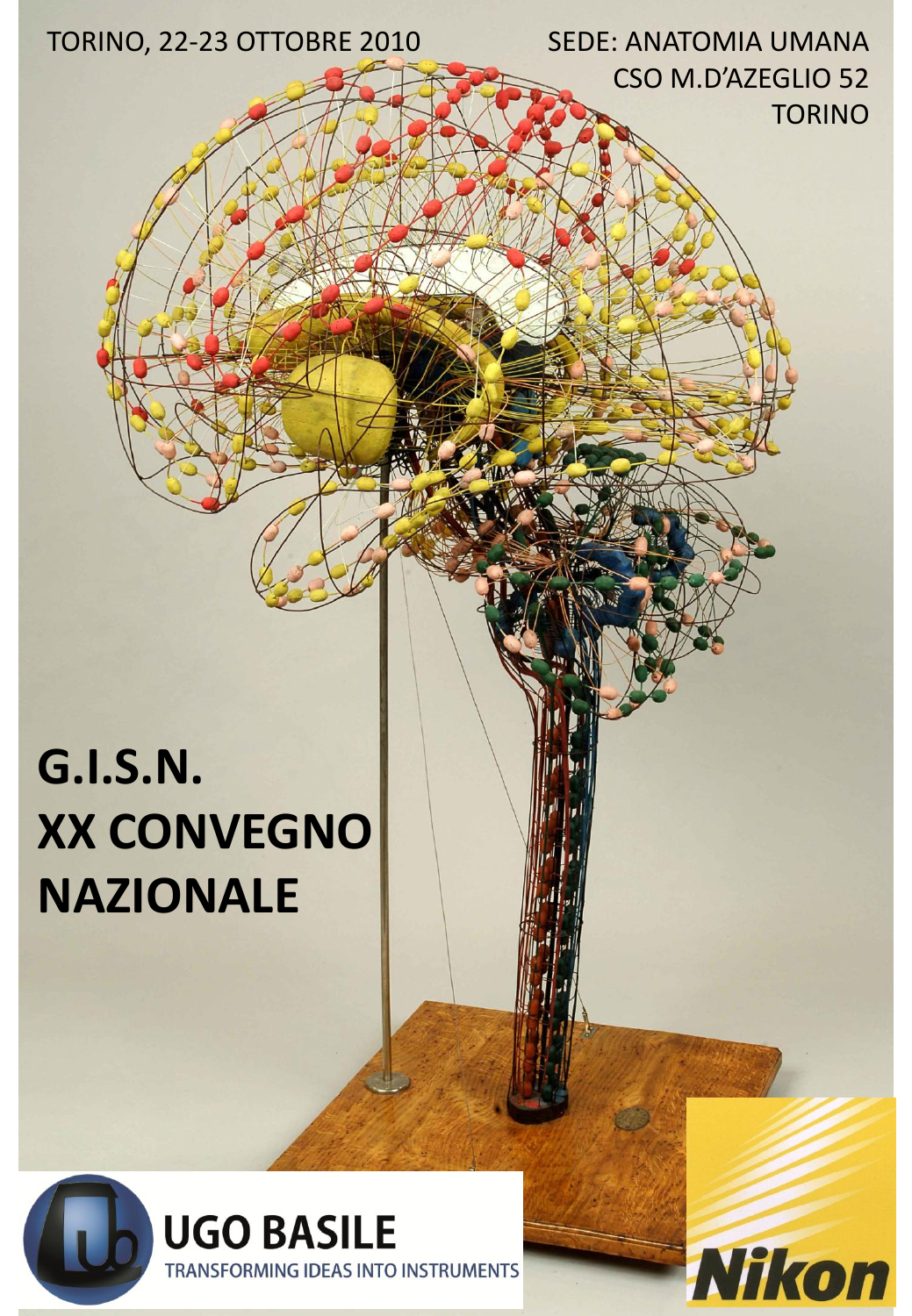TORINO, 22-23 OTTOBRE 2010

SEDE: ANATOMIA UMANA
CSO M.D'AZEGLIO 52
TORINO

# G.I.S.N.
# XX CONVEGNO NAZIONALE

UGO BASILE
TRANSFORMING IDEAS INTO INSTRUMENTS

Nikon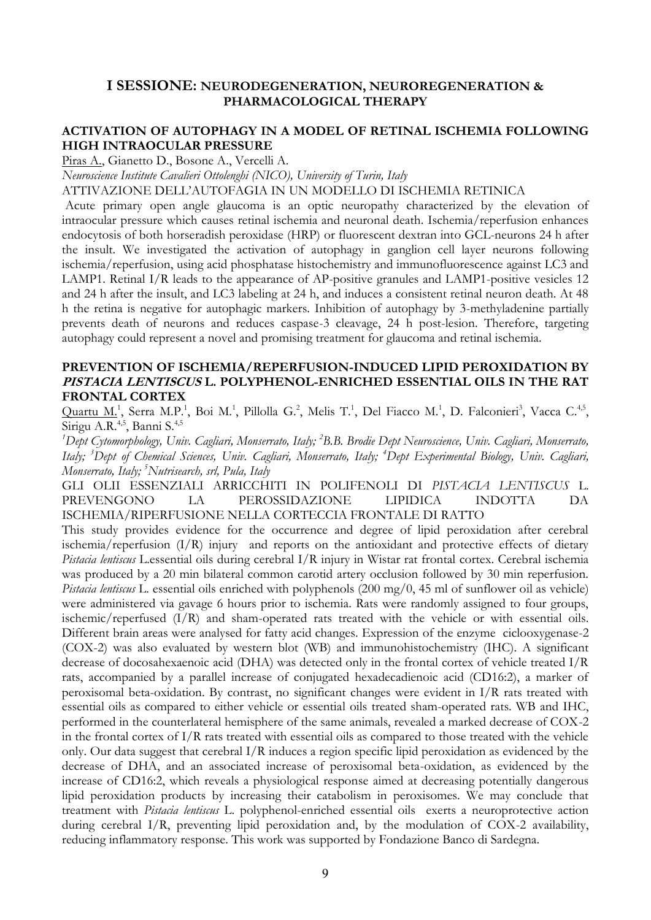# I SESSIONE: NEURODEGENERATION, NEUROREGENERATION & PHARMACOLOGICAL THERAPY

## ACTIVATION OF AUTOPHAGY IN A MODEL OF RETINAL ISCHEMIA FOLLOWING HIGH INTRAOCULAR PRESSURE

Piras A., Gianetto D., Bosone A., Vercelli A.

*Neuroscience Institute Cavalieri Ottolenghi (NICO), University of Turin, Italy*

ATTIVAZIONE DELL'AUTOFAGIA IN UN MODELLO DI ISCHEMIA RETINICA

Acute primary open angle glaucoma is an optic neuropathy characterized by the elevation of intraocular pressure which causes retinal ischemia and neuronal death. Ischemia/reperfusion enhances endocytosis of both horseradish peroxidase (HRP) or fluorescent dextran into GCL-neurons 24 h after the insult. We investigated the activation of autophagy in ganglion cell layer neurons following ischemia/reperfusion, using acid phosphatase histochemistry and immunofluorescence against LC3 and LAMP1. Retinal I/R leads to the appearance of AP-positive granules and LAMP1-positive vesicles 12 and 24 h after the insult, and LC3 labeling at 24 h, and induces a consistent retinal neuron death. At 48 h the retina is negative for autophagic markers. Inhibition of autophagy by 3-methyladenine partially prevents death of neurons and reduces caspase-3 cleavage, 24 h post-lesion. Therefore, targeting autophagy could represent a novel and promising treatment for glaucoma and retinal ischemia.

## PREVENTION OF ISCHEMIA/REPERFUSION-INDUCED LIPID PEROXIDATION BY *PISTACIA LENTISCUS* L. POLYPHENOL-ENRICHED ESSENTIAL OILS IN THE RAT FRONTAL CORTEX

Quartu M.[1], Serra M.P.[1], Boi M.[1], Pillolla G.[2], Melis T.[1], Del Fiacco M.[1], D. Falconieri[3], Vacca C.[4,5], Sirigu A.R.[4,5], Banni S.[4,5]

*[1]Dept Cytomorphology, Univ. Cagliari, Monserrato, Italy; [2]B.B. Brodie Dept Neuroscience, Univ. Cagliari, Monserrato, Italy; [3]Dept of Chemical Sciences, Univ. Cagliari, Monserrato, Italy; [4]Dept Experimental Biology, Univ. Cagliari, Monserrato, Italy; [5]Nutrisearch, srl, Pula, Italy*

GLI OLII ESSENZIALI ARRICCHITI IN POLIFENOLI DI *PISTACIA LENTISCUS* L. PREVENGONO LA PEROSSIDAZIONE LIPIDICA INDOTTA DA ISCHEMIA/RIPERFUSIONE NELLA CORTECCIA FRONTALE DI RATTO

This study provides evidence for the occurrence and degree of lipid peroxidation after cerebral ischemia/reperfusion (I/R) injury and reports on the antioxidant and protective effects of dietary *Pistacia lentiscus* L.essential oils during cerebral I/R injury in Wistar rat frontal cortex. Cerebral ischemia was produced by a 20 min bilateral common carotid artery occlusion followed by 30 min reperfusion. *Pistacia lentiscus* L. essential oils enriched with polyphenols (200 mg/0, 45 ml of sunflower oil as vehicle) were administered via gavage 6 hours prior to ischemia. Rats were randomly assigned to four groups, ischemic/reperfused (I/R) and sham-operated rats treated with the vehicle or with essential oils. Different brain areas were analysed for fatty acid changes. Expression of the enzyme ciclooxygenase-2 (COX-2) was also evaluated by western blot (WB) and immunohistochemistry (IHC). A significant decrease of docosahexaenoic acid (DHA) was detected only in the frontal cortex of vehicle treated I/R rats, accompanied by a parallel increase of conjugated hexadecadienoic acid (CD16:2), a marker of peroxisomal beta-oxidation. By contrast, no significant changes were evident in I/R rats treated with essential oils as compared to either vehicle or essential oils treated sham-operated rats. WB and IHC, performed in the counterlateral hemisphere of the same animals, revealed a marked decrease of COX-2 in the frontal cortex of I/R rats treated with essential oils as compared to those treated with the vehicle only. Our data suggest that cerebral I/R induces a region specific lipid peroxidation as evidenced by the decrease of DHA, and an associated increase of peroxisomal beta-oxidation, as evidenced by the increase of CD16:2, which reveals a physiological response aimed at decreasing potentially dangerous lipid peroxidation products by increasing their catabolism in peroxisomes. We may conclude that treatment with *Pistacia lentiscus* L. polyphenol-enriched essential oils exerts a neuroprotective action during cerebral I/R, preventing lipid peroxidation and, by the modulation of COX-2 availability, reducing inflammatory response. This work was supported by Fondazione Banco di Sardegna.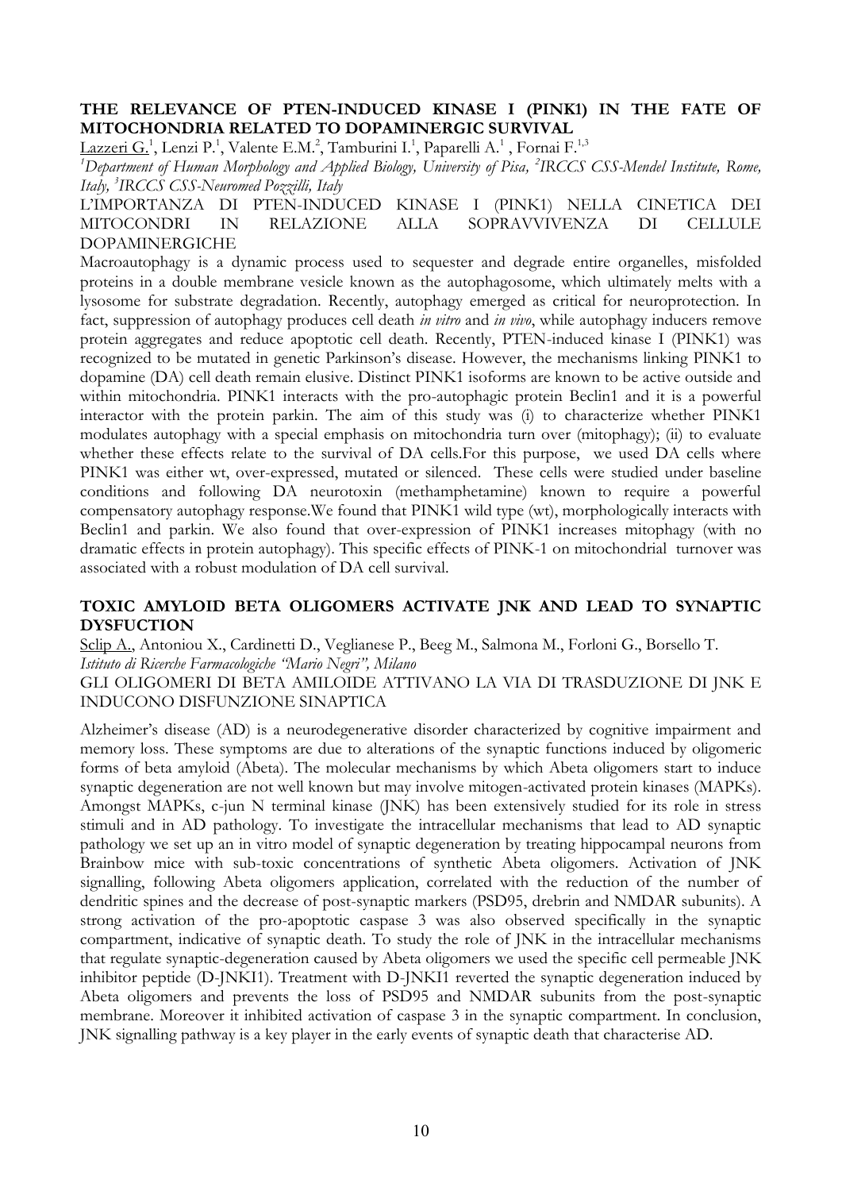**THE RELEVANCE OF PTEN-INDUCED KINASE I (PINK1) IN THE FATE OF MITOCHONDRIA RELATED TO DOPAMINERGIC SURVIVAL**

Lazzeri G.[1], Lenzi P.[1], Valente E.M.[2], Tamburini I.[1], Paparelli A.[1], Fornai F.[1,3]

*[1]Department of Human Morphology and Applied Biology, University of Pisa, [2]IRCCS CSS-Mendel Institute, Rome, Italy, [3]IRCCS CSS-Neuromed Pozzilli, Italy*

L'IMPORTANZA DI PTEN-INDUCED KINASE I (PINK1) NELLA CINETICA DEI MITOCONDRI IN RELAZIONE ALLA SOPRAVVIVENZA DI CELLULE DOPAMINERGICHE

Macroautophagy is a dynamic process used to sequester and degrade entire organelles, misfolded proteins in a double membrane vesicle known as the autophagosome, which ultimately melts with a lysosome for substrate degradation. Recently, autophagy emerged as critical for neuroprotection. In fact, suppression of autophagy produces cell death *in vitro* and *in vivo*, while autophagy inducers remove protein aggregates and reduce apoptotic cell death. Recently, PTEN-induced kinase I (PINK1) was recognized to be mutated in genetic Parkinson's disease. However, the mechanisms linking PINK1 to dopamine (DA) cell death remain elusive. Distinct PINK1 isoforms are known to be active outside and within mitochondria. PINK1 interacts with the pro-autophagic protein Beclin1 and it is a powerful interactor with the protein parkin. The aim of this study was (i) to characterize whether PINK1 modulates autophagy with a special emphasis on mitochondria turn over (mitophagy); (ii) to evaluate whether these effects relate to the survival of DA cells.For this purpose, we used DA cells where PINK1 was either wt, over-expressed, mutated or silenced. These cells were studied under baseline conditions and following DA neurotoxin (methamphetamine) known to require a powerful compensatory autophagy response.We found that PINK1 wild type (wt), morphologically interacts with Beclin1 and parkin. We also found that over-expression of PINK1 increases mitophagy (with no dramatic effects in protein autophagy). This specific effects of PINK-1 on mitochondrial turnover was associated with a robust modulation of DA cell survival.

**TOXIC AMYLOID BETA OLIGOMERS ACTIVATE JNK AND LEAD TO SYNAPTIC DYSFUCTION**

Sclip A., Antoniou X., Cardinetti D., Veglianese P., Beeg M., Salmona M., Forloni G., Borsello T.

*Istituto di Ricerche Farmacologiche "Mario Negri", Milano*

GLI OLIGOMERI DI BETA AMILOIDE ATTIVANO LA VIA DI TRASDUZIONE DI JNK E INDUCONO DISFUNZIONE SINAPTICA

Alzheimer's disease (AD) is a neurodegenerative disorder characterized by cognitive impairment and memory loss. These symptoms are due to alterations of the synaptic functions induced by oligomeric forms of beta amyloid (Abeta). The molecular mechanisms by which Abeta oligomers start to induce synaptic degeneration are not well known but may involve mitogen-activated protein kinases (MAPKs). Amongst MAPKs, c-jun N terminal kinase (JNK) has been extensively studied for its role in stress stimuli and in AD pathology. To investigate the intracellular mechanisms that lead to AD synaptic pathology we set up an in vitro model of synaptic degeneration by treating hippocampal neurons from Brainbow mice with sub-toxic concentrations of synthetic Abeta oligomers. Activation of JNK signalling, following Abeta oligomers application, correlated with the reduction of the number of dendritic spines and the decrease of post-synaptic markers (PSD95, drebrin and NMDAR subunits). A strong activation of the pro-apoptotic caspase 3 was also observed specifically in the synaptic compartment, indicative of synaptic death. To study the role of JNK in the intracellular mechanisms that regulate synaptic-degeneration caused by Abeta oligomers we used the specific cell permeable JNK inhibitor peptide (D-JNKI1). Treatment with D-JNKI1 reverted the synaptic degeneration induced by Abeta oligomers and prevents the loss of PSD95 and NMDAR subunits from the post-synaptic membrane. Moreover it inhibited activation of caspase 3 in the synaptic compartment. In conclusion, JNK signalling pathway is a key player in the early events of synaptic death that characterise AD.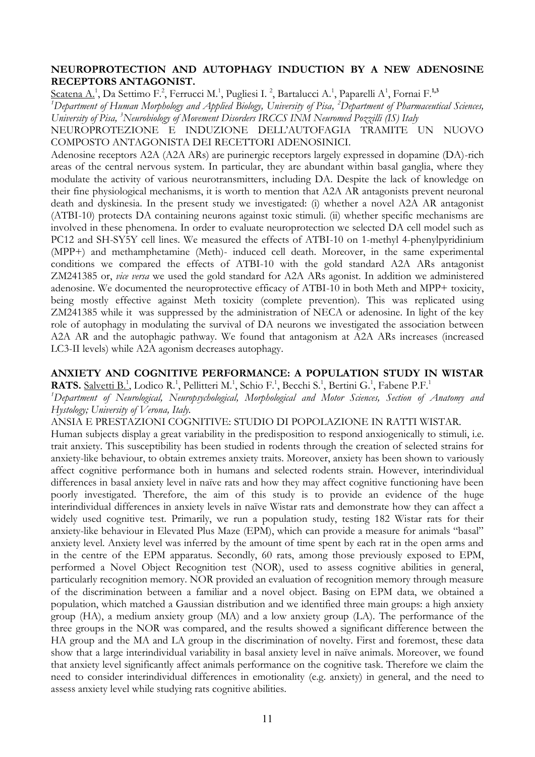**NEUROPROTECTION AND AUTOPHAGY INDUCTION BY A NEW ADENOSINE RECEPTORS ANTAGONIST.**

Scatena A.[1], Da Settimo F.[2], Ferrucci M.[1], Pugliesi I. [2], Bartalucci A.[1], Paparelli A[1], Fornai F.[1,3]

*[1]Department of Human Morphology and Applied Biology, University of Pisa, [2]Department of Pharmaceutical Sciences, University of Pisa, [3]Neurobiology of Movement Disorders IRCCS INM Neuromed Pozzilli (IS) Italy*

NEUROPROTEZIONE E INDUZIONE DELL'AUTOFAGIA TRAMITE UN NUOVO COMPOSTO ANTAGONISTA DEI RECETTORI ADENOSINICI.

Adenosine receptors A2A (A2A ARs) are purinergic receptors largely expressed in dopamine (DA)-rich areas of the central nervous system. In particular, they are abundant within basal ganglia, where they modulate the activity of various neurotransmitters, including DA. Despite the lack of knowledge on their fine physiological mechanisms, it is worth to mention that A2A AR antagonists prevent neuronal death and dyskinesia. In the present study we investigated: (i) whether a novel A2A AR antagonist (ATBI-10) protects DA containing neurons against toxic stimuli. (ii) whether specific mechanisms are involved in these phenomena. In order to evaluate neuroprotection we selected DA cell model such as PC12 and SH-SY5Y cell lines. We measured the effects of ATBI-10 on 1-methyl 4-phenylpyridinium (MPP+) and methamphetamine (Meth)- induced cell death. Moreover, in the same experimental conditions we compared the effects of ATBI-10 with the gold standard A2A ARs antagonist ZM241385 or, *vice versa* we used the gold standard for A2A ARs agonist. In addition we administered adenosine. We documented the neuroprotective efficacy of ATBI-10 in both Meth and MPP+ toxicity, being mostly effective against Meth toxicity (complete prevention). This was replicated using ZM241385 while it was suppressed by the administration of NECA or adenosine. In light of the key role of autophagy in modulating the survival of DA neurons we investigated the association between A2A AR and the autophagic pathway. We found that antagonism at A2A ARs increases (increased LC3-II levels) while A2A agonism decreases autophagy.

**ANXIETY AND COGNITIVE PERFORMANCE: A POPULATION STUDY IN WISTAR RATS.** Salvetti B.[1], Lodico R.[1], Pellitteri M.[1], Schio F.[1], Becchi S.[1], Bertini G.[1], Fabene P.F.[1]

*[1]Department of Neurological, Neuropsychological, Morphological and Motor Sciences, Section of Anatomy and Hystology; University of Verona, Italy.*

ANSIA E PRESTAZIONI COGNITIVE: STUDIO DI POPOLAZIONE IN RATTI WISTAR.

Human subjects display a great variability in the predisposition to respond anxiogenically to stimuli, i.e. trait anxiety. This susceptibility has been studied in rodents through the creation of selected strains for anxiety-like behaviour, to obtain extremes anxiety traits. Moreover, anxiety has been shown to variously affect cognitive performance both in humans and selected rodents strain. However, interindividual differences in basal anxiety level in naïve rats and how they may affect cognitive functioning have been poorly investigated. Therefore, the aim of this study is to provide an evidence of the huge interindividual differences in anxiety levels in naïve Wistar rats and demonstrate how they can affect a widely used cognitive test. Primarily, we run a population study, testing 182 Wistar rats for their anxiety-like behaviour in Elevated Plus Maze (EPM), which can provide a measure for animals "basal" anxiety level. Anxiety level was inferred by the amount of time spent by each rat in the open arms and in the centre of the EPM apparatus. Secondly, 60 rats, among those previously exposed to EPM, performed a Novel Object Recognition test (NOR), used to assess cognitive abilities in general, particularly recognition memory. NOR provided an evaluation of recognition memory through measure of the discrimination between a familiar and a novel object. Basing on EPM data, we obtained a population, which matched a Gaussian distribution and we identified three main groups: a high anxiety group (HA), a medium anxiety group (MA) and a low anxiety group (LA). The performance of the three groups in the NOR was compared, and the results showed a significant difference between the HA group and the MA and LA group in the discrimination of novelty. First and foremost, these data show that a large interindividual variability in basal anxiety level in naïve animals. Moreover, we found that anxiety level significantly affect animals performance on the cognitive task. Therefore we claim the need to consider interindividual differences in emotionality (e.g. anxiety) in general, and the need to assess anxiety level while studying rats cognitive abilities.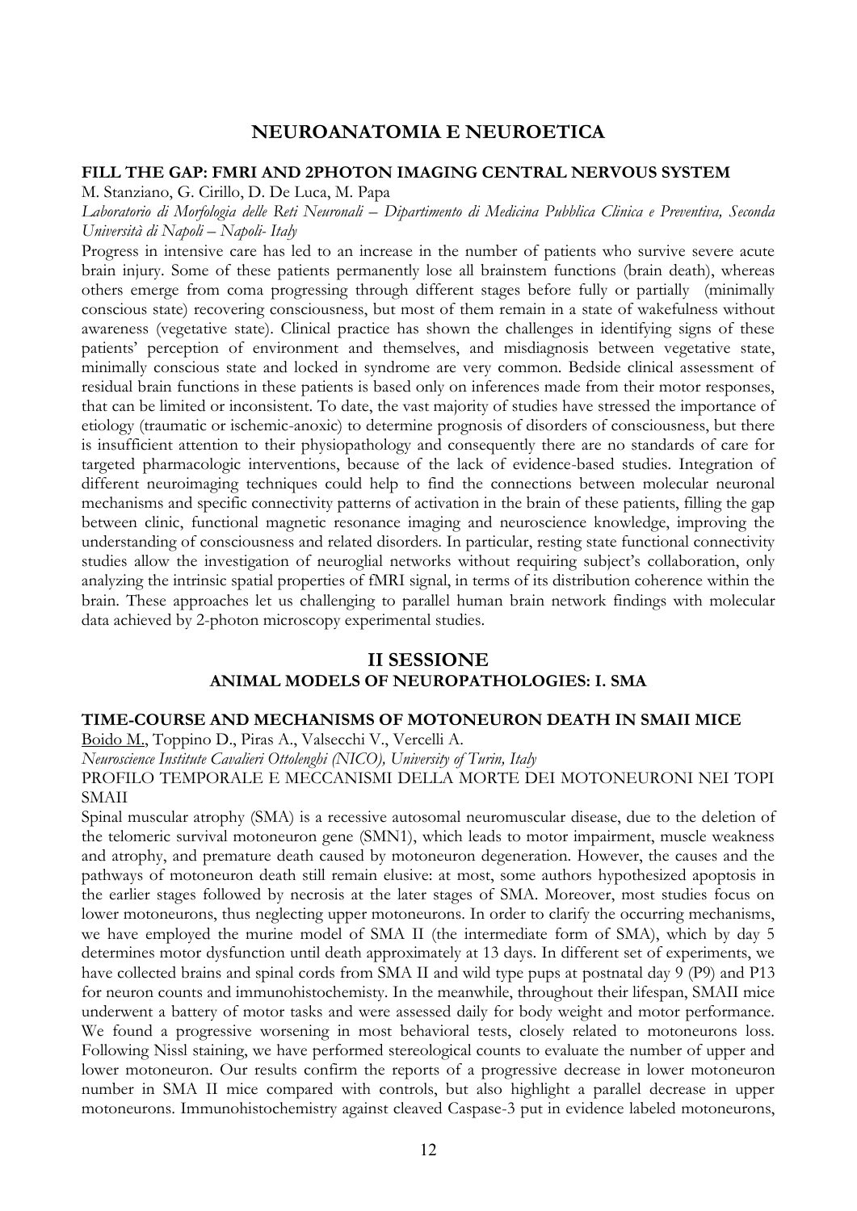## NEUROANATOMIA E NEUROETICA

### FILL THE GAP: FMRI AND 2PHOTON IMAGING CENTRAL NERVOUS SYSTEM

M. Stanziano, G. Cirillo, D. De Luca, M. Papa

*Laboratorio di Morfologia delle Reti Neuronali – Dipartimento di Medicina Pubblica Clinica e Preventiva, Seconda Università di Napoli – Napoli- Italy*

Progress in intensive care has led to an increase in the number of patients who survive severe acute brain injury. Some of these patients permanently lose all brainstem functions (brain death), whereas others emerge from coma progressing through different stages before fully or partially (minimally conscious state) recovering consciousness, but most of them remain in a state of wakefulness without awareness (vegetative state). Clinical practice has shown the challenges in identifying signs of these patients' perception of environment and themselves, and misdiagnosis between vegetative state, minimally conscious state and locked in syndrome are very common. Bedside clinical assessment of residual brain functions in these patients is based only on inferences made from their motor responses, that can be limited or inconsistent. To date, the vast majority of studies have stressed the importance of etiology (traumatic or ischemic-anoxic) to determine prognosis of disorders of consciousness, but there is insufficient attention to their physiopathology and consequently there are no standards of care for targeted pharmacologic interventions, because of the lack of evidence-based studies. Integration of different neuroimaging techniques could help to find the connections between molecular neuronal mechanisms and specific connectivity patterns of activation in the brain of these patients, filling the gap between clinic, functional magnetic resonance imaging and neuroscience knowledge, improving the understanding of consciousness and related disorders. In particular, resting state functional connectivity studies allow the investigation of neuroglial networks without requiring subject's collaboration, only analyzing the intrinsic spatial properties of fMRI signal, in terms of its distribution coherence within the brain. These approaches let us challenging to parallel human brain network findings with molecular data achieved by 2-photon microscopy experimental studies.

## II SESSIONE

### ANIMAL MODELS OF NEUROPATHOLOGIES: I. SMA

### TIME-COURSE AND MECHANISMS OF MOTONEURON DEATH IN SMAII MICE

Boido M., Toppino D., Piras A., Valsecchi V., Vercelli A.

*Neuroscience Institute Cavalieri Ottolenghi (NICO), University of Turin, Italy*

PROFILO TEMPORALE E MECCANISMI DELLA MORTE DEI MOTONEURONI NEI TOPI SMAII

Spinal muscular atrophy (SMA) is a recessive autosomal neuromuscular disease, due to the deletion of the telomeric survival motoneuron gene (SMN1), which leads to motor impairment, muscle weakness and atrophy, and premature death caused by motoneuron degeneration. However, the causes and the pathways of motoneuron death still remain elusive: at most, some authors hypothesized apoptosis in the earlier stages followed by necrosis at the later stages of SMA. Moreover, most studies focus on lower motoneurons, thus neglecting upper motoneurons. In order to clarify the occurring mechanisms, we have employed the murine model of SMA II (the intermediate form of SMA), which by day 5 determines motor dysfunction until death approximately at 13 days. In different set of experiments, we have collected brains and spinal cords from SMA II and wild type pups at postnatal day 9 (P9) and P13 for neuron counts and immunohistochemisty. In the meanwhile, throughout their lifespan, SMAII mice underwent a battery of motor tasks and were assessed daily for body weight and motor performance. We found a progressive worsening in most behavioral tests, closely related to motoneurons loss. Following Nissl staining, we have performed stereological counts to evaluate the number of upper and lower motoneuron. Our results confirm the reports of a progressive decrease in lower motoneuron number in SMA II mice compared with controls, but also highlight a parallel decrease in upper motoneurons. Immunohistochemistry against cleaved Caspase-3 put in evidence labeled motoneurons,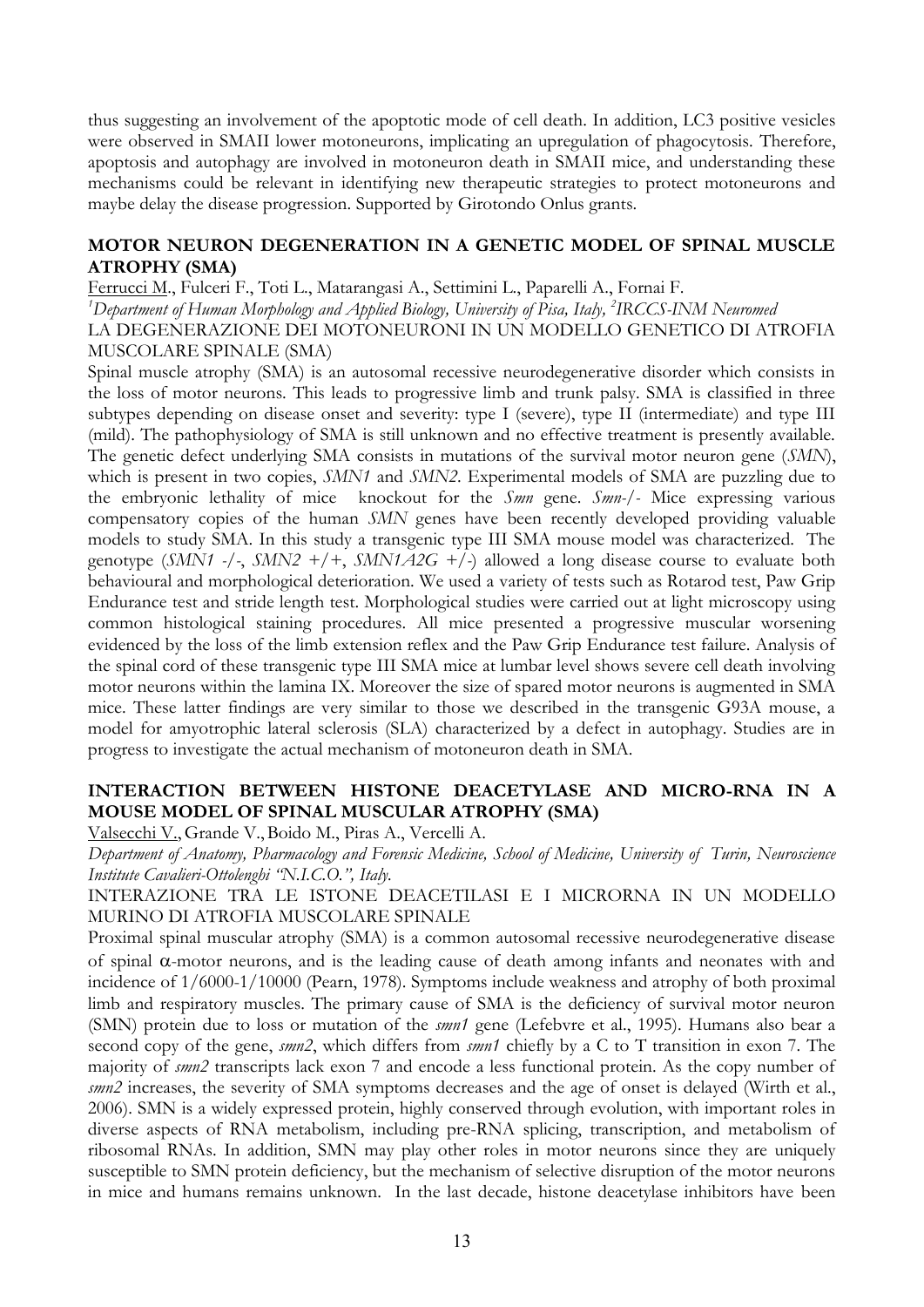thus suggesting an involvement of the apoptotic mode of cell death. In addition, LC3 positive vesicles were observed in SMAII lower motoneurons, implicating an upregulation of phagocytosis. Therefore, apoptosis and autophagy are involved in motoneuron death in SMAII mice, and understanding these mechanisms could be relevant in identifying new therapeutic strategies to protect motoneurons and maybe delay the disease progression. Supported by Girotondo Onlus grants.

### MOTOR NEURON DEGENERATION IN A GENETIC MODEL OF SPINAL MUSCLE ATROPHY (SMA)

Ferrucci M., Fulceri F., Toti L., Matarangasi A., Settimini L., Paparelli A., Fornai F.

*[1]Department of Human Morphology and Applied Biology, University of Pisa, Italy, [2]IRCCS-INM Neuromed*

LA DEGENERAZIONE DEI MOTONEURONI IN UN MODELLO GENETICO DI ATROFIA MUSCOLARE SPINALE (SMA)

Spinal muscle atrophy (SMA) is an autosomal recessive neurodegenerative disorder which consists in the loss of motor neurons. This leads to progressive limb and trunk palsy. SMA is classified in three subtypes depending on disease onset and severity: type I (severe), type II (intermediate) and type III (mild). The pathophysiology of SMA is still unknown and no effective treatment is presently available. The genetic defect underlying SMA consists in mutations of the survival motor neuron gene (*SMN*), which is present in two copies, *SMN1* and *SMN2*. Experimental models of SMA are puzzling due to the embryonic lethality of mice knockout for the *Smn* gene. *Smn*-/- Mice expressing various compensatory copies of the human *SMN* genes have been recently developed providing valuable models to study SMA. In this study a transgenic type III SMA mouse model was characterized. The genotype (*SMN1* -/-, *SMN2* +/+, *SMN1A2G* +/-) allowed a long disease course to evaluate both behavioural and morphological deterioration. We used a variety of tests such as Rotarod test, Paw Grip Endurance test and stride length test. Morphological studies were carried out at light microscopy using common histological staining procedures. All mice presented a progressive muscular worsening evidenced by the loss of the limb extension reflex and the Paw Grip Endurance test failure. Analysis of the spinal cord of these transgenic type III SMA mice at lumbar level shows severe cell death involving motor neurons within the lamina IX. Moreover the size of spared motor neurons is augmented in SMA mice. These latter findings are very similar to those we described in the transgenic G93A mouse, a model for amyotrophic lateral sclerosis (SLA) characterized by a defect in autophagy. Studies are in progress to investigate the actual mechanism of motoneuron death in SMA.

### INTERACTION BETWEEN HISTONE DEACETYLASE AND MICRO-RNA IN A MOUSE MODEL OF SPINAL MUSCULAR ATROPHY (SMA)

Valsecchi V., Grande V., Boido M., Piras A., Vercelli A.

*Department of Anatomy, Pharmacology and Forensic Medicine, School of Medicine, University of Turin, Neuroscience Institute Cavalieri-Ottolenghi "N.I.C.O.", Italy.*

INTERAZIONE TRA LE ISTONE DEACETILASI E I MICRORNA IN UN MODELLO MURINO DI ATROFIA MUSCOLARE SPINALE

Proximal spinal muscular atrophy (SMA) is a common autosomal recessive neurodegenerative disease of spinal α-motor neurons, and is the leading cause of death among infants and neonates with and incidence of 1/6000-1/10000 (Pearn, 1978). Symptoms include weakness and atrophy of both proximal limb and respiratory muscles. The primary cause of SMA is the deficiency of survival motor neuron (SMN) protein due to loss or mutation of the *smn1* gene (Lefebvre et al., 1995). Humans also bear a second copy of the gene, *smn2*, which differs from *smn1* chiefly by a C to T transition in exon 7. The majority of *smn2* transcripts lack exon 7 and encode a less functional protein. As the copy number of *smn2* increases, the severity of SMA symptoms decreases and the age of onset is delayed (Wirth et al., 2006). SMN is a widely expressed protein, highly conserved through evolution, with important roles in diverse aspects of RNA metabolism, including pre-RNA splicing, transcription, and metabolism of ribosomal RNAs. In addition, SMN may play other roles in motor neurons since they are uniquely susceptible to SMN protein deficiency, but the mechanism of selective disruption of the motor neurons in mice and humans remains unknown. In the last decade, histone deacetylase inhibitors have been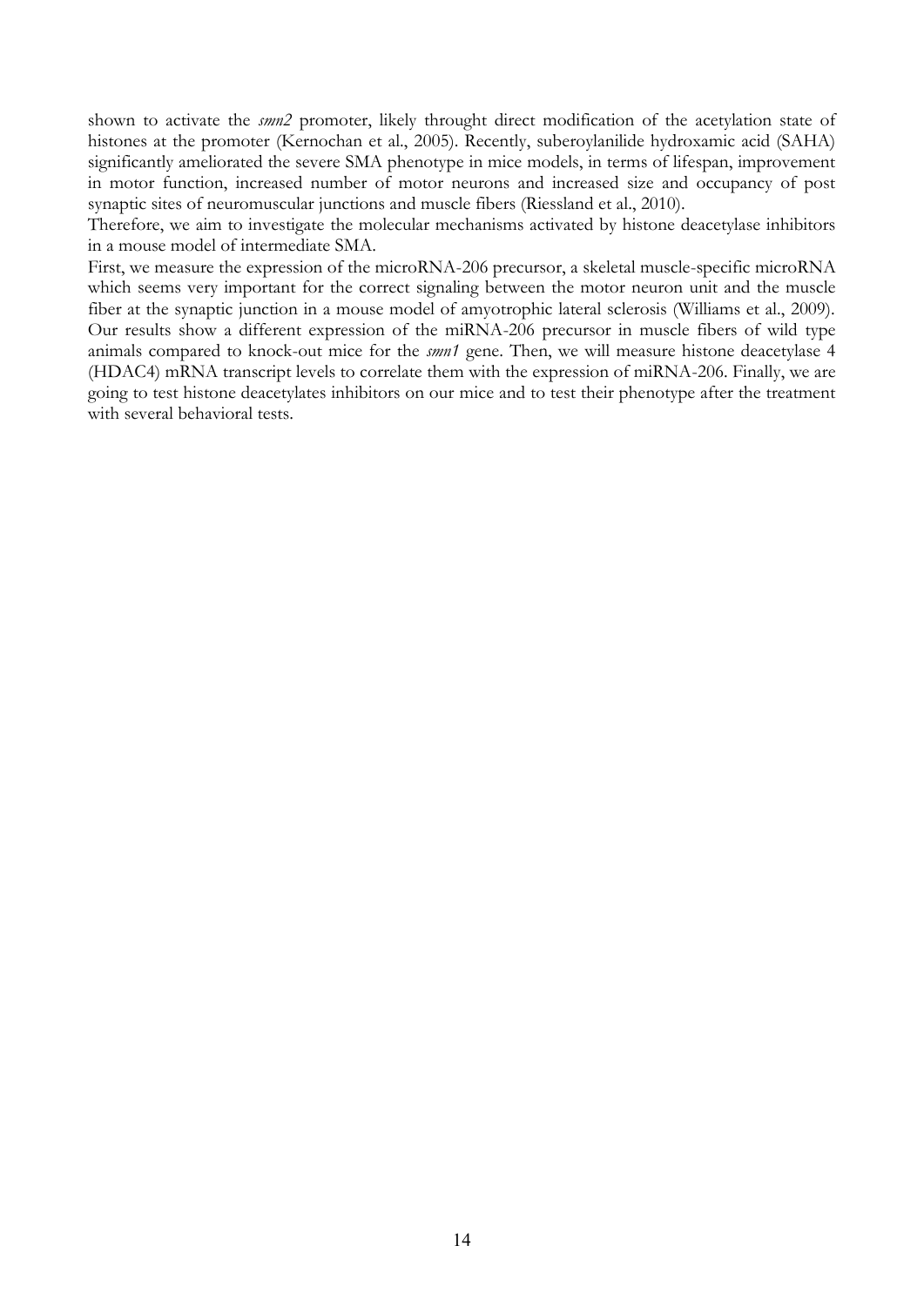shown to activate the *smn2* promoter, likely throught direct modification of the acetylation state of histones at the promoter (Kernochan et al., 2005). Recently, suberoylanilide hydroxamic acid (SAHA) significantly ameliorated the severe SMA phenotype in mice models, in terms of lifespan, improvement in motor function, increased number of motor neurons and increased size and occupancy of post synaptic sites of neuromuscular junctions and muscle fibers (Riessland et al., 2010).

Therefore, we aim to investigate the molecular mechanisms activated by histone deacetylase inhibitors in a mouse model of intermediate SMA.

First, we measure the expression of the microRNA-206 precursor, a skeletal muscle-specific microRNA which seems very important for the correct signaling between the motor neuron unit and the muscle fiber at the synaptic junction in a mouse model of amyotrophic lateral sclerosis (Williams et al., 2009). Our results show a different expression of the miRNA-206 precursor in muscle fibers of wild type animals compared to knock-out mice for the *smn1* gene. Then, we will measure histone deacetylase 4 (HDAC4) mRNA transcript levels to correlate them with the expression of miRNA-206. Finally, we are going to test histone deacetylates inhibitors on our mice and to test their phenotype after the treatment with several behavioral tests.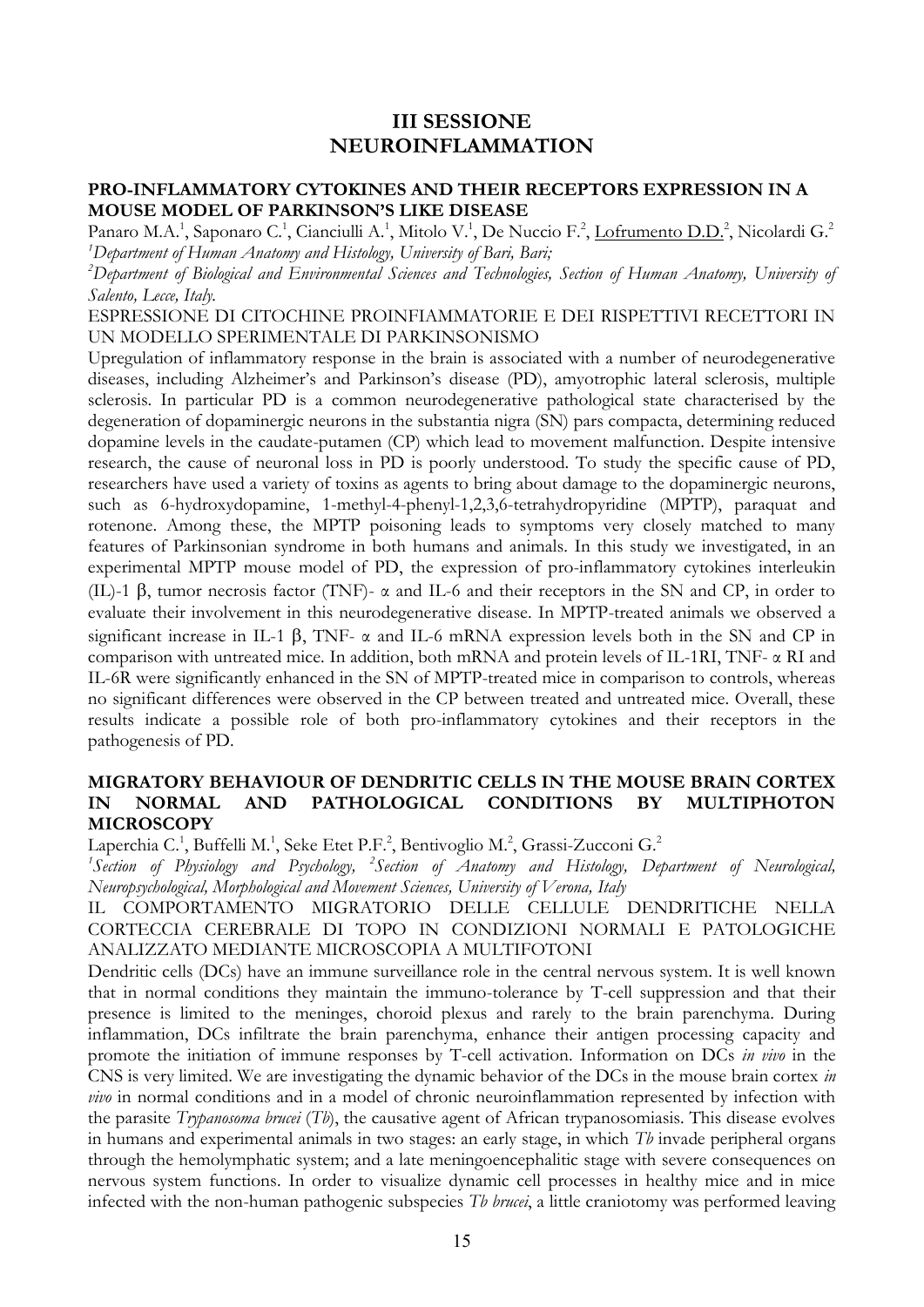# III SESSIONE
# NEUROINFLAMMATION

### PRO-INFLAMMATORY CYTOKINES AND THEIR RECEPTORS EXPRESSION IN A MOUSE MODEL OF PARKINSON'S LIKE DISEASE

Panaro M.A.[1], Saponaro C.[1], Cianciulli A.[1], Mitolo V.[1], De Nuccio F.[2], Lofrumento D.D.[2], Nicolardi G.[2]

[1]*Department of Human Anatomy and Histology, University of Bari, Bari;*

[2]*Department of Biological and Environmental Sciences and Technologies, Section of Human Anatomy, University of Salento, Lecce, Italy.*

ESPRESSIONE DI CITOCHINE PROINFIAMMATORIE E DEI RISPETTIVI RECETTORI IN UN MODELLO SPERIMENTALE DI PARKINSONISMO

Upregulation of inflammatory response in the brain is associated with a number of neurodegenerative diseases, including Alzheimer's and Parkinson's disease (PD), amyotrophic lateral sclerosis, multiple sclerosis. In particular PD is a common neurodegenerative pathological state characterised by the degeneration of dopaminergic neurons in the substantia nigra (SN) pars compacta, determining reduced dopamine levels in the caudate-putamen (CP) which lead to movement malfunction. Despite intensive research, the cause of neuronal loss in PD is poorly understood. To study the specific cause of PD, researchers have used a variety of toxins as agents to bring about damage to the dopaminergic neurons, such as 6-hydroxydopamine, 1-methyl-4-phenyl-1,2,3,6-tetrahydropyridine (MPTP), paraquat and rotenone. Among these, the MPTP poisoning leads to symptoms very closely matched to many features of Parkinsonian syndrome in both humans and animals. In this study we investigated, in an experimental MPTP mouse model of PD, the expression of pro-inflammatory cytokines interleukin (IL)-1 β, tumor necrosis factor (TNF)- α and IL-6 and their receptors in the SN and CP, in order to evaluate their involvement in this neurodegenerative disease. In MPTP-treated animals we observed a significant increase in IL-1 β, TNF- α and IL-6 mRNA expression levels both in the SN and CP in comparison with untreated mice. In addition, both mRNA and protein levels of IL-1RI, TNF- α RI and IL-6R were significantly enhanced in the SN of MPTP-treated mice in comparison to controls, whereas no significant differences were observed in the CP between treated and untreated mice. Overall, these results indicate a possible role of both pro-inflammatory cytokines and their receptors in the pathogenesis of PD.

### MIGRATORY BEHAVIOUR OF DENDRITIC CELLS IN THE MOUSE BRAIN CORTEX IN NORMAL AND PATHOLOGICAL CONDITIONS BY MULTIPHOTON MICROSCOPY

Laperchia C.[1], Buffelli M.[1], Seke Etet P.F.[2], Bentivoglio M.[2], Grassi-Zucconi G.[2]

[1]*Section of Physiology and Psychology,* [2]*Section of Anatomy and Histology, Department of Neurological, Neuropsychological, Morphological and Movement Sciences, University of Verona, Italy*

IL COMPORTAMENTO MIGRATORIO DELLE CELLULE DENDRITICHE NELLA CORTECCIA CEREBRALE DI TOPO IN CONDIZIONI NORMALI E PATOLOGICHE ANALIZZATO MEDIANTE MICROSCOPIA A MULTIFOTONI

Dendritic cells (DCs) have an immune surveillance role in the central nervous system. It is well known that in normal conditions they maintain the immuno-tolerance by T-cell suppression and that their presence is limited to the meninges, choroid plexus and rarely to the brain parenchyma. During inflammation, DCs infiltrate the brain parenchyma, enhance their antigen processing capacity and promote the initiation of immune responses by T-cell activation. Information on DCs *in vivo* in the CNS is very limited. We are investigating the dynamic behavior of the DCs in the mouse brain cortex *in vivo* in normal conditions and in a model of chronic neuroinflammation represented by infection with the parasite *Trypanosoma brucei* (*Tb*), the causative agent of African trypanosomiasis. This disease evolves in humans and experimental animals in two stages: an early stage, in which *Tb* invade peripheral organs through the hemolymphatic system; and a late meningoencephalitic stage with severe consequences on nervous system functions. In order to visualize dynamic cell processes in healthy mice and in mice infected with the non-human pathogenic subspecies *Tb brucei*, a little craniotomy was performed leaving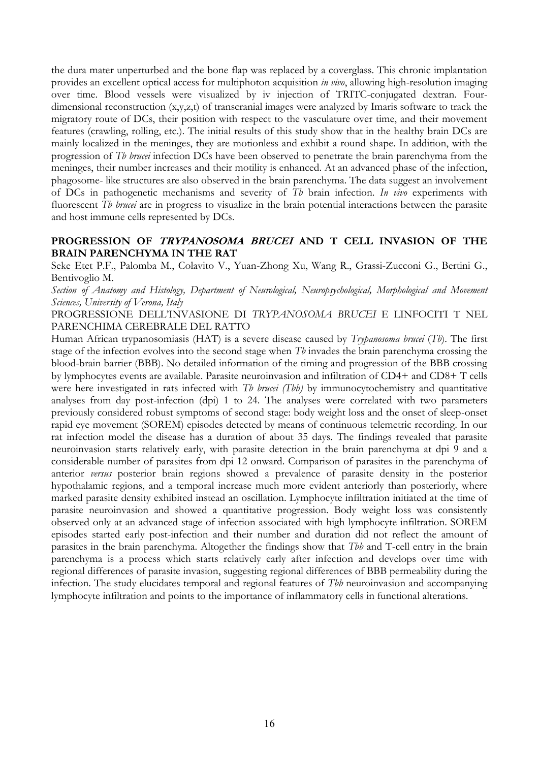the dura mater unperturbed and the bone flap was replaced by a coverglass. This chronic implantation provides an excellent optical access for multiphoton acquisition *in vivo*, allowing high-resolution imaging over time. Blood vessels were visualized by iv injection of TRITC-conjugated dextran. Four-dimensional reconstruction (x,y,z,t) of transcranial images were analyzed by Imaris software to track the migratory route of DCs, their position with respect to the vasculature over time, and their movement features (crawling, rolling, etc.). The initial results of this study show that in the healthy brain DCs are mainly localized in the meninges, they are motionless and exhibit a round shape. In addition, with the progression of *Tb brucei* infection DCs have been observed to penetrate the brain parenchyma from the meninges, their number increases and their motility is enhanced. At an advanced phase of the infection, phagosome- like structures are also observed in the brain parenchyma. The data suggest an involvement of DCs in pathogenetic mechanisms and severity of *Tb* brain infection. *In vivo* experiments with fluorescent *Tb brucei* are in progress to visualize in the brain potential interactions between the parasite and host immune cells represented by DCs.

### PROGRESSION OF *TRYPANOSOMA BRUCEI* AND T CELL INVASION OF THE BRAIN PARENCHYMA IN THE RAT

Seke Etet P.F., Palomba M., Colavito V., Yuan-Zhong Xu, Wang R., Grassi-Zucconi G., Bertini G., Bentivoglio M.

*Section of Anatomy and Histology, Department of Neurological, Neuropsychological, Morphological and Movement Sciences, University of Verona, Italy*

PROGRESSIONE DELL'INVASIONE DI *TRYPANOSOMA BRUCEI* E LINFOCITI T NEL PARENCHIMA CEREBRALE DEL RATTO

Human African trypanosomiasis (HAT) is a severe disease caused by *Trypanosoma brucei* (*Tb*). The first stage of the infection evolves into the second stage when *Tb* invades the brain parenchyma crossing the blood-brain barrier (BBB). No detailed information of the timing and progression of the BBB crossing by lymphocytes events are available. Parasite neuroinvasion and infiltration of CD4+ and CD8+ T cells were here investigated in rats infected with *Tb brucei (Tbb)* by immunocytochemistry and quantitative analyses from day post-infection (dpi) 1 to 24. The analyses were correlated with two parameters previously considered robust symptoms of second stage: body weight loss and the onset of sleep-onset rapid eye movement (SOREM) episodes detected by means of continuous telemetric recording. In our rat infection model the disease has a duration of about 35 days. The findings revealed that parasite neuroinvasion starts relatively early, with parasite detection in the brain parenchyma at dpi 9 and a considerable number of parasites from dpi 12 onward. Comparison of parasites in the parenchyma of anterior *versus* posterior brain regions showed a prevalence of parasite density in the posterior hypothalamic regions, and a temporal increase much more evident anteriorly than posteriorly, where marked parasite density exhibited instead an oscillation. Lymphocyte infiltration initiated at the time of parasite neuroinvasion and showed a quantitative progression. Body weight loss was consistently observed only at an advanced stage of infection associated with high lymphocyte infiltration. SOREM episodes started early post-infection and their number and duration did not reflect the amount of parasites in the brain parenchyma. Altogether the findings show that *Tbb* and T-cell entry in the brain parenchyma is a process which starts relatively early after infection and develops over time with regional differences of parasite invasion, suggesting regional differences of BBB permeability during the infection. The study elucidates temporal and regional features of *Tbb* neuroinvasion and accompanying lymphocyte infiltration and points to the importance of inflammatory cells in functional alterations.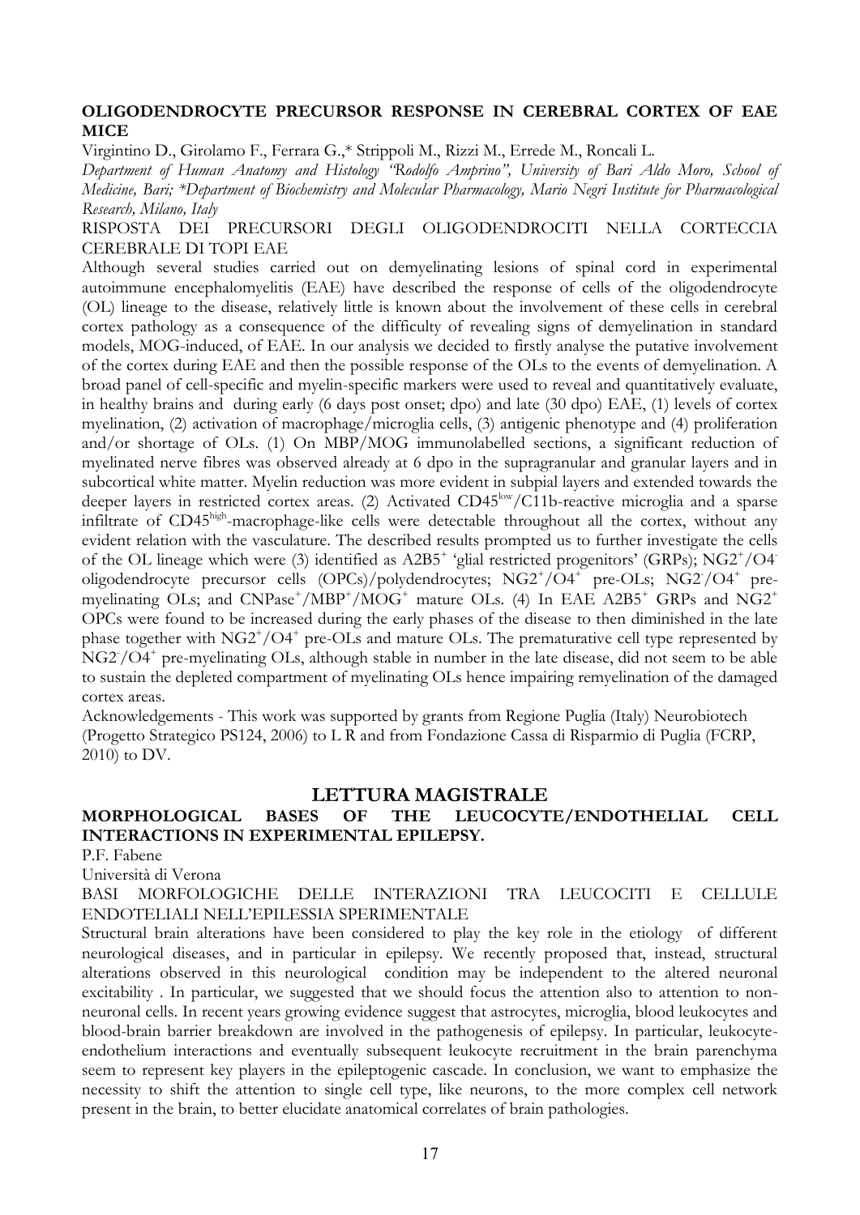## OLIGODENDROCYTE PRECURSOR RESPONSE IN CEREBRAL CORTEX OF EAE MICE

Virgintino D., Girolamo F., Ferrara G.,* Strippoli M., Rizzi M., Errede M., Roncali L.

*Department of Human Anatomy and Histology "Rodolfo Amprino", University of Bari Aldo Moro, School of Medicine, Bari; \*Department of Biochemistry and Molecular Pharmacology, Mario Negri Institute for Pharmacological Research, Milano, Italy*

RISPOSTA DEI PRECURSORI DEGLI OLIGODENDROCITI NELLA CORTECCIA CEREBRALE DI TOPI EAE

Although several studies carried out on demyelinating lesions of spinal cord in experimental autoimmune encephalomyelitis (EAE) have described the response of cells of the oligodendrocyte (OL) lineage to the disease, relatively little is known about the involvement of these cells in cerebral cortex pathology as a consequence of the difficulty of revealing signs of demyelination in standard models, MOG-induced, of EAE. In our analysis we decided to firstly analyse the putative involvement of the cortex during EAE and then the possible response of the OLs to the events of demyelination. A broad panel of cell-specific and myelin-specific markers were used to reveal and quantitatively evaluate, in healthy brains and during early (6 days post onset; dpo) and late (30 dpo) EAE, (1) levels of cortex myelination, (2) activation of macrophage/microglia cells, (3) antigenic phenotype and (4) proliferation and/or shortage of OLs. (1) On MBP/MOG immunolabelled sections, a significant reduction of myelinated nerve fibres was observed already at 6 dpo in the supragranular and granular layers and in subcortical white matter. Myelin reduction was more evident in subpial layers and extended towards the deeper layers in restricted cortex areas. (2) Activated $CD45^{low}$/C11b-reactive microglia and a sparse infiltrate of $CD45^{high}$-macrophage-like cells were detectable throughout all the cortex, without any evident relation with the vasculature. The described results prompted us to further investigate the cells of the OL lineage which were (3) identified as $A2B5^{+}$ 'glial restricted progenitors' (GRPs); $NG2^{+}/O4^{-}$ oligodendrocyte precursor cells (OPCs)/polydendrocytes; $NG2^{+}/O4^{+}$ pre-OLs; $NG2^{-}/O4^{+}$ pre-myelinating OLs; and $CNPase^{+}/MBP^{+}/MOG^{+}$ mature OLs. (4) In EAE $A2B5^{+}$ GRPs and $NG2^{+}$ OPCs were found to be increased during the early phases of the disease to then diminished in the late phase together with $NG2^{+}/O4^{+}$ pre-OLs and mature OLs. The premature cell type represented by $NG2^{-}/O4^{+}$ pre-myelinating OLs, although stable in number in the late disease, did not seem to be able to sustain the depleted compartment of myelinating OLs hence impairing remyelination of the damaged cortex areas.

Acknowledgements - This work was supported by grants from Regione Puglia (Italy) Neurobiotech (Progetto Strategico PS124, 2006) to L R and from Fondazione Cassa di Risparmio di Puglia (FCRP, 2010) to DV.

# LETTURA MAGISTRALE

## MORPHOLOGICAL BASES OF THE LEUCOCYTE/ENDOTHELIAL CELL INTERACTIONS IN EXPERIMENTAL EPILEPSY.

P.F. Fabene

Università di Verona

BASI MORFOLOGICHE DELLE INTERAZIONI TRA LEUCOCITI E CELLULE ENDOTELIALI NELL'EPILESSIA SPERIMENTALE

Structural brain alterations have been considered to play the key role in the etiology of different neurological diseases, and in particular in epilepsy. We recently proposed that, instead, structural alterations observed in this neurological condition may be independent to the altered neuronal excitability . In particular, we suggested that we should focus the attention also to attention to non-neuronal cells. In recent years growing evidence suggest that astrocytes, microglia, blood leukocytes and blood-brain barrier breakdown are involved in the pathogenesis of epilepsy. In particular, leukocyte-endothelium interactions and eventually subsequent leukocyte recruitment in the brain parenchyma seem to represent key players in the epileptogenic cascade. In conclusion, we want to emphasize the necessity to shift the attention to single cell type, like neurons, to the more complex cell network present in the brain, to better elucidate anatomical correlates of brain pathologies.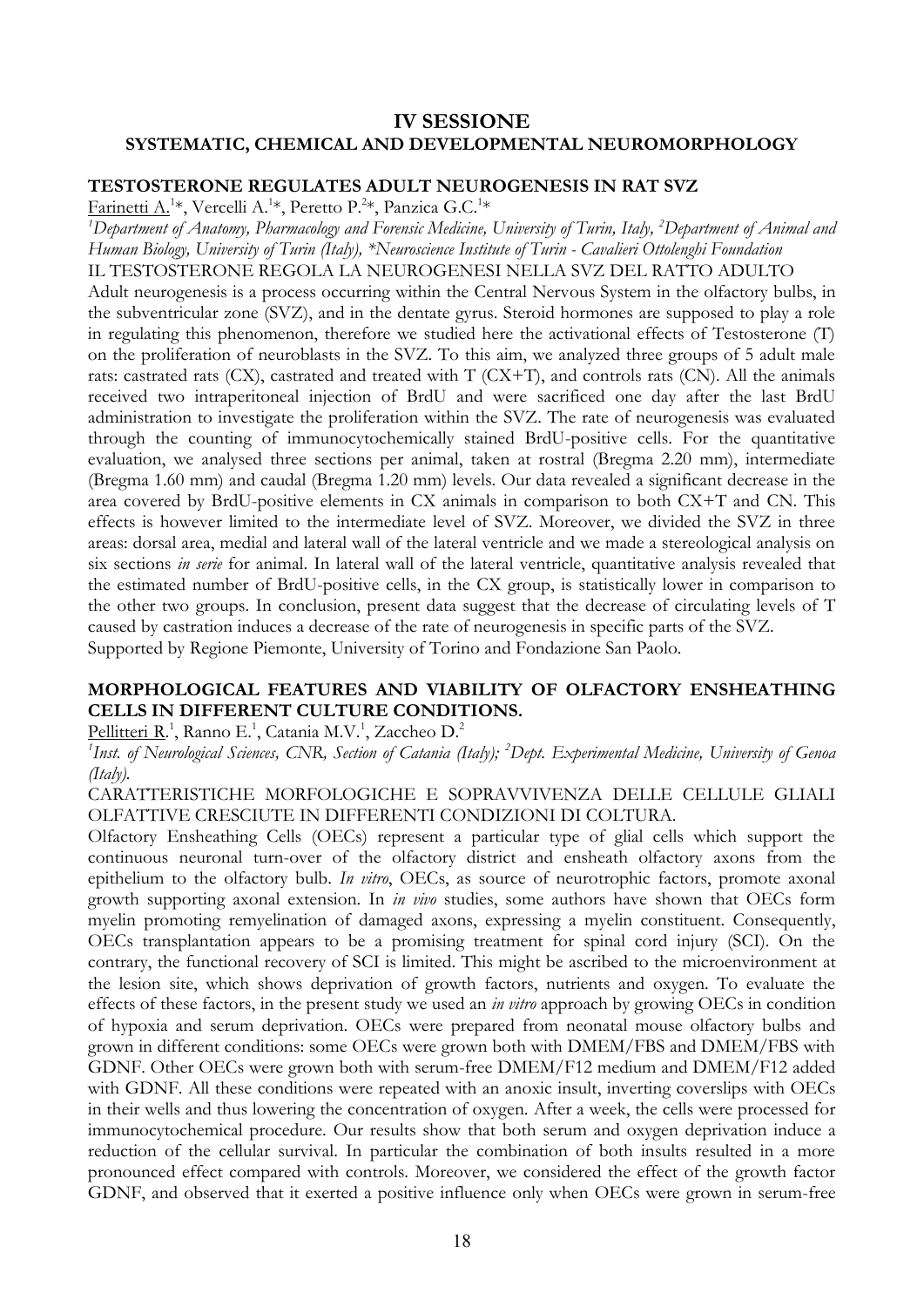## IV SESSIONE
## SYSTEMATIC, CHEMICAL AND DEVELOPMENTAL NEUROMORPHOLOGY

### TESTOSTERONE REGULATES ADULT NEUROGENESIS IN RAT SVZ

Farinetti A.[1]*, Vercelli A.[1]*, Peretto P.[2]*, Panzica G.C.[1]*

*[1]Department of Anatomy, Pharmacology and Forensic Medicine, University of Turin, Italy, [2]Department of Animal and Human Biology, University of Turin (Italy), *Neuroscience Institute of Turin - Cavalieri Ottolenghi Foundation*

IL TESTOSTERONE REGOLA LA NEUROGENESI NELLA SVZ DEL RATTO ADULTO

Adult neurogenesis is a process occurring within the Central Nervous System in the olfactory bulbs, in the subventricular zone (SVZ), and in the dentate gyrus. Steroid hormones are supposed to play a role in regulating this phenomenon, therefore we studied here the activational effects of Testosterone (T) on the proliferation of neuroblasts in the SVZ. To this aim, we analyzed three groups of 5 adult male rats: castrated rats (CX), castrated and treated with T (CX+T), and controls rats (CN). All the animals received two intraperitoneal injection of BrdU and were sacrificed one day after the last BrdU administration to investigate the proliferation within the SVZ. The rate of neurogenesis was evaluated through the counting of immunocytochemically stained BrdU-positive cells. For the quantitative evaluation, we analysed three sections per animal, taken at rostral (Bregma 2.20 mm), intermediate (Bregma 1.60 mm) and caudal (Bregma 1.20 mm) levels. Our data revealed a significant decrease in the area covered by BrdU-positive elements in CX animals in comparison to both CX+T and CN. This effects is however limited to the intermediate level of SVZ. Moreover, we divided the SVZ in three areas: dorsal area, medial and lateral wall of the lateral ventricle and we made a stereological analysis on six sections *in serie* for animal. In lateral wall of the lateral ventricle, quantitative analysis revealed that the estimated number of BrdU-positive cells, in the CX group, is statistically lower in comparison to the other two groups. In conclusion, present data suggest that the decrease of circulating levels of T caused by castration induces a decrease of the rate of neurogenesis in specific parts of the SVZ.

Supported by Regione Piemonte, University of Torino and Fondazione San Paolo.

### MORPHOLOGICAL FEATURES AND VIABILITY OF OLFACTORY ENSHEATHING CELLS IN DIFFERENT CULTURE CONDITIONS.

Pellitteri R.[1], Ranno E.[1], Catania M.V.[1], Zaccheo D.[2]

*[1]Inst. of Neurological Sciences, CNR, Section of Catania (Italy); [2]Dept. Experimental Medicine, University of Genoa (Italy).*

CARATTERISTICHE MORFOLOGICHE E SOPRAVVIVENZA DELLE CELLULE GLIALI OLFATTIVE CRESCIUTE IN DIFFERENTI CONDIZIONI DI COLTURA.

Olfactory Ensheathing Cells (OECs) represent a particular type of glial cells which support the continuous neuronal turn-over of the olfactory district and ensheath olfactory axons from the epithelium to the olfactory bulb. *In vitro*, OECs, as source of neurotrophic factors, promote axonal growth supporting axonal extension. In *in vivo* studies, some authors have shown that OECs form myelin promoting remyelination of damaged axons, expressing a myelin constituent. Consequently, OECs transplantation appears to be a promising treatment for spinal cord injury (SCI). On the contrary, the functional recovery of SCI is limited. This might be ascribed to the microenvironment at the lesion site, which shows deprivation of growth factors, nutrients and oxygen. To evaluate the effects of these factors, in the present study we used an *in vitro* approach by growing OECs in condition of hypoxia and serum deprivation. OECs were prepared from neonatal mouse olfactory bulbs and grown in different conditions: some OECs were grown both with DMEM/FBS and DMEM/FBS with GDNF. Other OECs were grown both with serum-free DMEM/F12 medium and DMEM/F12 added with GDNF. All these conditions were repeated with an anoxic insult, inverting coverslips with OECs in their wells and thus lowering the concentration of oxygen. After a week, the cells were processed for immunocytochemical procedure. Our results show that both serum and oxygen deprivation induce a reduction of the cellular survival. In particular the combination of both insults resulted in a more pronounced effect compared with controls. Moreover, we considered the effect of the growth factor GDNF, and observed that it exerted a positive influence only when OECs were grown in serum-free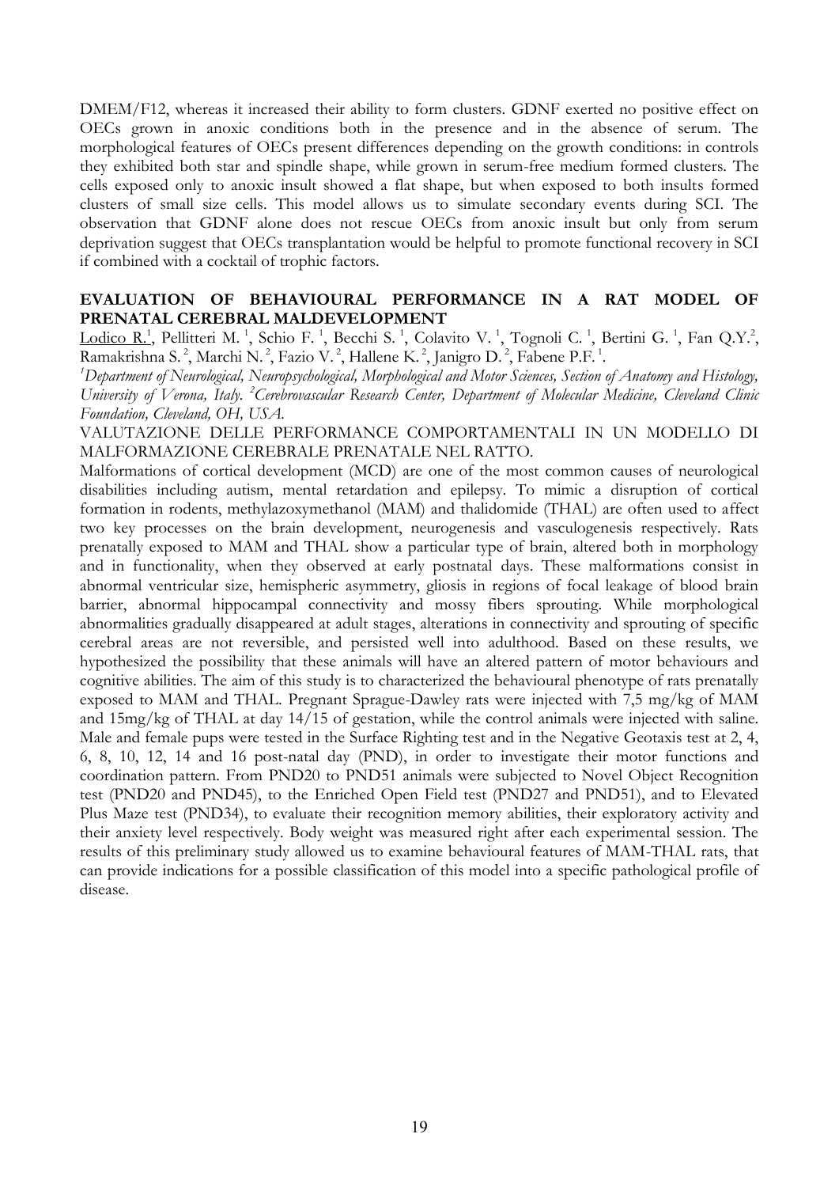DMEM/F12, whereas it increased their ability to form clusters. GDNF exerted no positive effect on OECs grown in anoxic conditions both in the presence and in the absence of serum. The morphological features of OECs present differences depending on the growth conditions: in controls they exhibited both star and spindle shape, while grown in serum-free medium formed clusters. The cells exposed only to anoxic insult showed a flat shape, but when exposed to both insults formed clusters of small size cells. This model allows us to simulate secondary events during SCI. The observation that GDNF alone does not rescue OECs from anoxic insult but only from serum deprivation suggest that OECs transplantation would be helpful to promote functional recovery in SCI if combined with a cocktail of trophic factors.

## EVALUATION OF BEHAVIOURAL PERFORMANCE IN A RAT MODEL OF PRENATAL CEREBRAL MALDEVELOPMENT

Lodico R.[1], Pellitteri M.[1], Schio F.[1], Becchi S.[1], Colavito V.[1], Tognoli C.[1], Bertini G.[1], Fan Q.Y.[2], Ramakrishna S.[2], Marchi N.[2], Fazio V.[2], Hallene K.[2], Janigro D.[2], Fabene P.F.[1].

[1]*Department of Neurological, Neuropsychological, Morphological and Motor Sciences, Section of Anatomy and Histology, University of Verona, Italy.* [2]*Cerebrovascular Research Center, Department of Molecular Medicine, Cleveland Clinic Foundation, Cleveland, OH, USA.*

VALUTAZIONE DELLE PERFORMANCE COMPORTAMENTALI IN UN MODELLO DI MALFORMAZIONE CEREBRALE PRENATALE NEL RATTO.

Malformations of cortical development (MCD) are one of the most common causes of neurological disabilities including autism, mental retardation and epilepsy. To mimic a disruption of cortical formation in rodents, methylazoxymethanol (MAM) and thalidomide (THAL) are often used to affect two key processes on the brain development, neurogenesis and vasculogenesis respectively. Rats prenatally exposed to MAM and THAL show a particular type of brain, altered both in morphology and in functionality, when they observed at early postnatal days. These malformations consist in abnormal ventricular size, hemispheric asymmetry, gliosis in regions of focal leakage of blood brain barrier, abnormal hippocampal connectivity and mossy fibers sprouting. While morphological abnormalities gradually disappeared at adult stages, alterations in connectivity and sprouting of specific cerebral areas are not reversible, and persisted well into adulthood. Based on these results, we hypothesized the possibility that these animals will have an altered pattern of motor behaviours and cognitive abilities. The aim of this study is to characterized the behavioural phenotype of rats prenatally exposed to MAM and THAL. Pregnant Sprague-Dawley rats were injected with 7,5 mg/kg of MAM and 15mg/kg of THAL at day 14/15 of gestation, while the control animals were injected with saline. Male and female pups were tested in the Surface Righting test and in the Negative Geotaxis test at 2, 4, 6, 8, 10, 12, 14 and 16 post-natal day (PND), in order to investigate their motor functions and coordination pattern. From PND20 to PND51 animals were subjected to Novel Object Recognition test (PND20 and PND45), to the Enriched Open Field test (PND27 and PND51), and to Elevated Plus Maze test (PND34), to evaluate their recognition memory abilities, their exploratory activity and their anxiety level respectively. Body weight was measured right after each experimental session. The results of this preliminary study allowed us to examine behavioural features of MAM-THAL rats, that can provide indications for a possible classification of this model into a specific pathological profile of disease.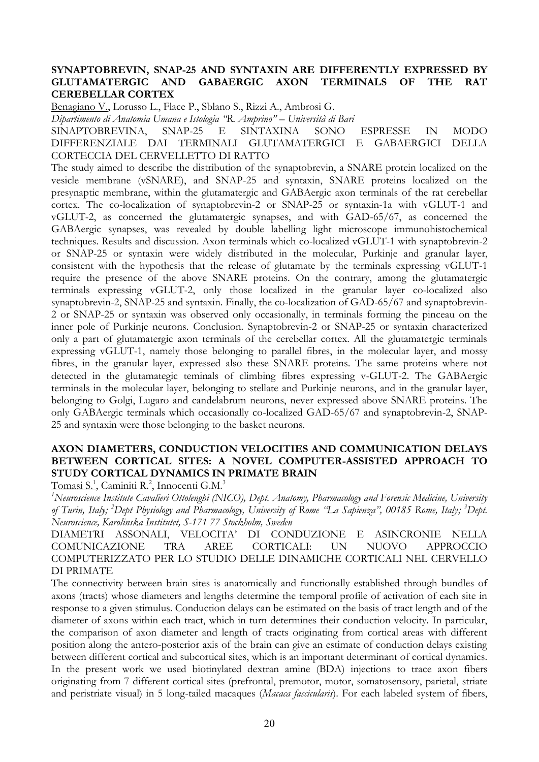### SYNAPTOBREVIN, SNAP-25 AND SYNTAXIN ARE DIFFERENTLY EXPRESSED BY GLUTAMATERGIC AND GABAERGIC AXON TERMINALS OF THE RAT CEREBELLAR CORTEX

Benagiano V., Lorusso L., Flace P., Sblano S., Rizzi A., Ambrosi G.

*Dipartimento di Anatomia Umana e Istologia "R. Amprino" – Università di Bari*

SINAPTOBREVINA, SNAP-25 E SINTAXINA SONO ESPRESSE IN MODO DIFFERENZIALE DAI TERMINALI GLUTAMATERGICI E GABAERGICI DELLA CORTECCIA DEL CERVELLETTO DI RATTO

The study aimed to describe the distribution of the synaptobrevin, a SNARE protein localized on the vesicle membrane (vSNARE), and SNAP-25 and syntaxin, SNARE proteins localized on the presynaptic membrane, within the glutamatergic and GABAergic axon terminals of the rat cerebellar cortex. The co-localization of synaptobrevin-2 or SNAP-25 or syntaxin-1a with vGLUT-1 and vGLUT-2, as concerned the glutamatergic synapses, and with GAD-65/67, as concerned the GABAergic synapses, was revealed by double labelling light microscope immunohistochemical techniques. Results and discussion. Axon terminals which co-localized vGLUT-1 with synaptobrevin-2 or SNAP-25 or syntaxin were widely distributed in the molecular, Purkinje and granular layer, consistent with the hypothesis that the release of glutamate by the terminals expressing vGLUT-1 require the presence of the above SNARE proteins. On the contrary, among the glutamatergic terminals expressing vGLUT-2, only those localized in the granular layer co-localized also synaptobrevin-2, SNAP-25 and syntaxin. Finally, the co-localization of GAD-65/67 and synaptobrevin-2 or SNAP-25 or syntaxin was observed only occasionally, in terminals forming the pinceau on the inner pole of Purkinje neurons. Conclusion. Synaptobrevin-2 or SNAP-25 or syntaxin characterized only a part of glutamatergic axon terminals of the cerebellar cortex. All the glutamatergic terminals expressing vGLUT-1, namely those belonging to parallel fibres, in the molecular layer, and mossy fibres, in the granular layer, expressed also these SNARE proteins. The same proteins where not detected in the glutamategic teminals of climbing fibres expressing v-GLUT-2. The GABAergic terminals in the molecular layer, belonging to stellate and Purkinje neurons, and in the granular layer, belonging to Golgi, Lugaro and candelabrum neurons, never expressed above SNARE proteins. The only GABAergic terminals which occasionally co-localized GAD-65/67 and synaptobrevin-2, SNAP-25 and syntaxin were those belonging to the basket neurons.

### AXON DIAMETERS, CONDUCTION VELOCITIES AND COMMUNICATION DELAYS BETWEEN CORTICAL SITES: A NOVEL COMPUTER-ASSISTED APPROACH TO STUDY CORTICAL DYNAMICS IN PRIMATE BRAIN

Tomasi S.[1], Caminiti R.[2], Innocenti G.M.[3]

*[1]Neuroscience Institute Cavalieri Ottolenghi (NICO), Dept. Anatomy, Pharmacology and Forensic Medicine, University of Turin, Italy; [2]Dept Physiology and Pharmacology, University of Rome "La Sapienza", 00185 Rome, Italy; [3]Dept. Neuroscience, Karolinska Institutet, S-171 77 Stockholm, Sweden*

DIAMETRI ASSONALI, VELOCITA' DI CONDUZIONE E ASINCRONIE NELLA COMUNICAZIONE TRA AREE CORTICALI: UN NUOVO APPROCCIO COMPUTERIZZATO PER LO STUDIO DELLE DINAMICHE CORTICALI NEL CERVELLO DI PRIMATE

The connectivity between brain sites is anatomically and functionally established through bundles of axons (tracts) whose diameters and lengths determine the temporal profile of activation of each site in response to a given stimulus. Conduction delays can be estimated on the basis of tract length and of the diameter of axons within each tract, which in turn determines their conduction velocity. In particular, the comparison of axon diameter and length of tracts originating from cortical areas with different position along the antero-posterior axis of the brain can give an estimate of conduction delays existing between different cortical and subcortical sites, which is an important determinant of cortical dynamics. In the present work we used biotinylated dextran amine (BDA) injections to trace axon fibers originating from 7 different cortical sites (prefrontal, premotor, motor, somatosensory, parietal, striate and peristriate visual) in 5 long-tailed macaques (*Macaca fascicularis*). For each labeled system of fibers,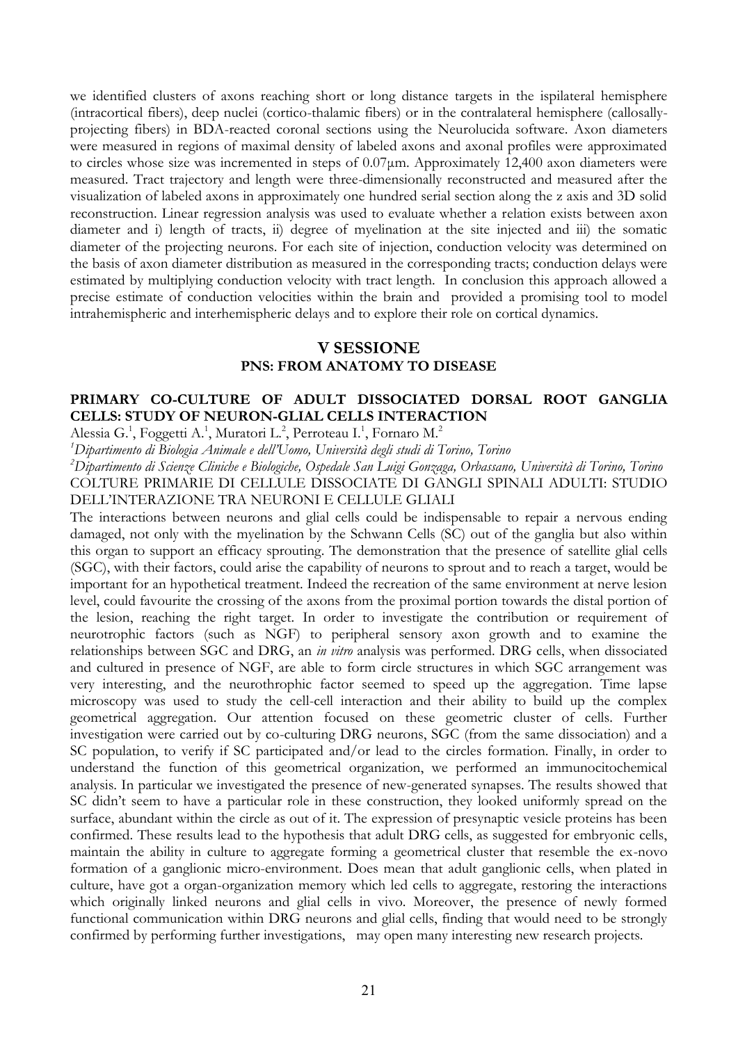we identified clusters of axons reaching short or long distance targets in the ispilateral hemisphere (intracortical fibers), deep nuclei (cortico-thalamic fibers) or in the contralateral hemisphere (callosally-projecting fibers) in BDA-reacted coronal sections using the Neurolucida software. Axon diameters were measured in regions of maximal density of labeled axons and axonal profiles were approximated to circles whose size was incremented in steps of 0.07µm. Approximately 12,400 axon diameters were measured. Tract trajectory and length were three-dimensionally reconstructed and measured after the visualization of labeled axons in approximately one hundred serial section along the z axis and 3D solid reconstruction. Linear regression analysis was used to evaluate whether a relation exists between axon diameter and i) length of tracts, ii) degree of myelination at the site injected and iii) the somatic diameter of the projecting neurons. For each site of injection, conduction velocity was determined on the basis of axon diameter distribution as measured in the corresponding tracts; conduction delays were estimated by multiplying conduction velocity with tract length. In conclusion this approach allowed a precise estimate of conduction velocities within the brain and provided a promising tool to model intrahemispheric and interhemispheric delays and to explore their role on cortical dynamics.

## V SESSIONE

### PNS: FROM ANATOMY TO DISEASE

### PRIMARY CO-CULTURE OF ADULT DISSOCIATED DORSAL ROOT GANGLIA CELLS: STUDY OF NEURON-GLIAL CELLS INTERACTION

Alessia G.[1], Foggetti A.[1], Muratori L.[2], Perroteau I.[1], Fornaro M.[2]

[1]*Dipartimento di Biologia Animale e dell'Uomo, Università degli studi di Torino, Torino*

[2]*Dipartimento di Scienze Cliniche e Biologiche, Ospedale San Luigi Gonzaga, Orbassano, Università di Torino, Torino*

COLTURE PRIMARIE DI CELLULE DISSOCIATE DI GANGLI SPINALI ADULTI: STUDIO DELL'INTERAZIONE TRA NEURONI E CELLULE GLIALI

The interactions between neurons and glial cells could be indispensable to repair a nervous ending damaged, not only with the myelination by the Schwann Cells (SC) out of the ganglia but also within this organ to support an efficacy sprouting. The demonstration that the presence of satellite glial cells (SGC), with their factors, could arise the capability of neurons to sprout and to reach a target, would be important for an hypothetical treatment. Indeed the recreation of the same environment at nerve lesion level, could favourite the crossing of the axons from the proximal portion towards the distal portion of the lesion, reaching the right target. In order to investigate the contribution or requirement of neurotrophic factors (such as NGF) to peripheral sensory axon growth and to examine the relationships between SGC and DRG, an *in vitro* analysis was performed. DRG cells, when dissociated and cultured in presence of NGF, are able to form circle structures in which SGC arrangement was very interesting, and the neurothrophic factor seemed to speed up the aggregation. Time lapse microscopy was used to study the cell-cell interaction and their ability to build up the complex geometrical aggregation. Our attention focused on these geometric cluster of cells. Further investigation were carried out by co-culturing DRG neurons, SGC (from the same dissociation) and a SC population, to verify if SC participated and/or lead to the circles formation. Finally, in order to understand the function of this geometrical organization, we performed an immunocitochemical analysis. In particular we investigated the presence of new-generated synapses. The results showed that SC didn't seem to have a particular role in these construction, they looked uniformly spread on the surface, abundant within the circle as out of it. The expression of presynaptic vesicle proteins has been confirmed. These results lead to the hypothesis that adult DRG cells, as suggested for embryonic cells, maintain the ability in culture to aggregate forming a geometrical cluster that resemble the ex-novo formation of a ganglionic micro-environment. Does mean that adult ganglionic cells, when plated in culture, have got a organ-organization memory which led cells to aggregate, restoring the interactions which originally linked neurons and glial cells in vivo. Moreover, the presence of newly formed functional communication within DRG neurons and glial cells, finding that would need to be strongly confirmed by performing further investigations, may open many interesting new research projects.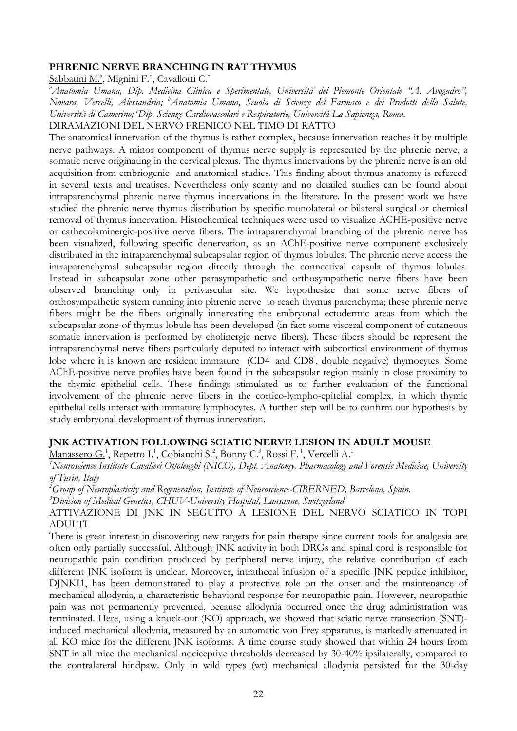## PHRENIC NERVE BRANCHING IN RAT THYMUS

Sabbatini M.[a], Mignini F.[b], Cavallotti C.[c]

*[a]Anatomia Umana, Dip. Medicina Clinica e Sperimentale, Università del Piemonte Orientale "A. Avogadro", Novara, Vercelli, Alessandria; [b]Anatomia Umana, Scuola di Scienze del Farmaco e dei Prodotti della Salute, Università di Camerino; [c]Dip. Scienze Cardiovascolari e Respiratorie, Università La Sapienza, Roma.*

DIRAMAZIONI DEL NERVO FRENICO NEL TIMO DI RATTO

The anatomical innervation of the thymus is rather complex, because innervation reaches it by multiple nerve pathways. A minor component of thymus nerve supply is represented by the phrenic nerve, a somatic nerve originating in the cervical plexus. The thymus innervations by the phrenic nerve is an old acquisition from embriogenic and anatomical studies. This finding about thymus anatomy is refereed in several texts and treatises. Nevertheless only scanty and no detailed studies can be found about intraparenchymal phrenic nerve thymus innervations in the literature. In the present work we have studied the phrenic nerve thymus distribution by specific monolateral or bilateral surgical or chemical removal of thymus innervation. Histochemical techniques were used to visualize ACHE-positive nerve or cathecolaminergic-positive nerve fibers. The intraparenchymal branching of the phrenic nerve has been visualized, following specific denervation, as an AChE-positive nerve component exclusively distributed in the intraparenchymal subcapsular region of thymus lobules. The phrenic nerve access the intraparenchymal subcapsular region directly through the connectival capsula of thymus lobules. Instead in subcapsular zone other parasympathetic and orthosympathetic nerve fibers have been observed branching only in perivascular site. We hypothesize that some nerve fibers of orthosympathetic system running into phrenic nerve to reach thymus parenchyma; these phrenic nerve fibers might be the fibers originally innervating the embryonal ectodermic areas from which the subcapsular zone of thymus lobule has been developed (in fact some visceral component of cutaneous somatic innervation is performed by cholinergic nerve fibers). These fibers should be represent the intraparenchymal nerve fibers particularly deputed to interact with subcortical environment of thymus lobe where it is known are resident immature (CD4$^-$ and CD8$^-$, double negative) thymocytes. Some AChE-positive nerve profiles have been found in the subcapsular region mainly in close proximity to the thymic epithelial cells. These findings stimulated us to further evaluation of the functional involvement of the phrenic nerve fibers in the cortico-lympho-epitelial complex, in which thymic epithelial cells interact with immature lymphocytes. A further step will be to confirm our hypothesis by study embryonal development of thymus innervation.

## JNK ACTIVATION FOLLOWING SCIATIC NERVE LESION IN ADULT MOUSE

Manassero G.[1], Repetto I.[1], Cobianchi S.[2], Bonny C.[3], Rossi F.[1], Vercelli A.[1]

*[1]Neuroscience Institute Cavalieri Ottolenghi (NICO), Dept. Anatomy, Pharmacology and Forensic Medicine, University of Turin, Italy*

*[2]Group of Neuroplasticity and Regeneration, Institute of Neuroscience-CIBERNED, Barcelona, Spain.*

*[3]Division of Medical Genetics, CHUV-University Hospital, Lausanne, Switzerland*

ATTIVAZIONE DI JNK IN SEGUITO A LESIONE DEL NERVO SCIATICO IN TOPI ADULTI

There is great interest in discovering new targets for pain therapy since current tools for analgesia are often only partially successful. Although JNK activity in both DRGs and spinal cord is responsible for neuropathic pain condition produced by peripheral nerve injury, the relative contribution of each different JNK isoform is unclear. Moreover, intrathecal infusion of a specific JNK peptide inhibitor, DJNKI1, has been demonstrated to play a protective role on the onset and the maintenance of mechanical allodynia, a characteristic behavioral response for neuropathic pain. However, neuropathic pain was not permanently prevented, because allodynia occurred once the drug administration was terminated. Here, using a knock-out (KO) approach, we showed that sciatic nerve transection (SNT)-induced mechanical allodynia, measured by an automatic von Frey apparatus, is markedly attenuated in all KO mice for the different JNK isoforms. A time course study showed that within 24 hours from SNT in all mice the mechanical nociceptive thresholds decreased by 30-40% ipsilaterally, compared to the contralateral hindpaw. Only in wild types (wt) mechanical allodynia persisted for the 30-day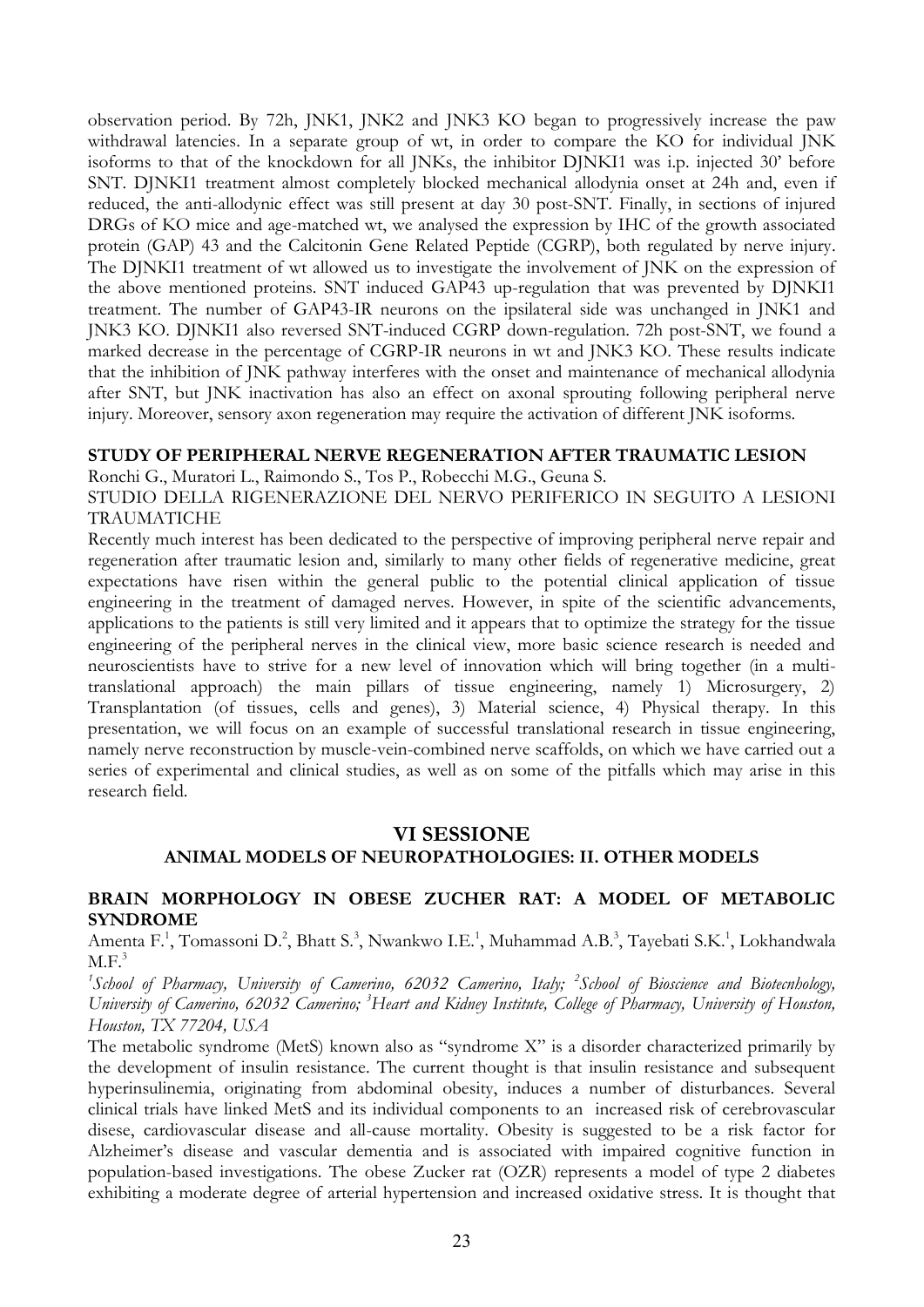observation period. By 72h, JNK1, JNK2 and JNK3 KO began to progressively increase the paw withdrawal latencies. In a separate group of wt, in order to compare the KO for individual JNK isoforms to that of the knockdown for all JNKs, the inhibitor DJNKI1 was i.p. injected 30' before SNT. DJNKI1 treatment almost completely blocked mechanical allodynia onset at 24h and, even if reduced, the anti-allodynic effect was still present at day 30 post-SNT. Finally, in sections of injured DRGs of KO mice and age-matched wt, we analysed the expression by IHC of the growth associated protein (GAP) 43 and the Calcitonin Gene Related Peptide (CGRP), both regulated by nerve injury. The DJNKI1 treatment of wt allowed us to investigate the involvement of JNK on the expression of the above mentioned proteins. SNT induced GAP43 up-regulation that was prevented by DJNKI1 treatment. The number of GAP43-IR neurons on the ipsilateral side was unchanged in JNK1 and JNK3 KO. DJNKI1 also reversed SNT-induced CGRP down-regulation. 72h post-SNT, we found a marked decrease in the percentage of CGRP-IR neurons in wt and JNK3 KO. These results indicate that the inhibition of JNK pathway interferes with the onset and maintenance of mechanical allodynia after SNT, but JNK inactivation has also an effect on axonal sprouting following peripheral nerve injury. Moreover, sensory axon regeneration may require the activation of different JNK isoforms.

### STUDY OF PERIPHERAL NERVE REGENERATION AFTER TRAUMATIC LESION

Ronchi G., Muratori L., Raimondo S., Tos P., Robecchi M.G., Geuna S.

STUDIO DELLA RIGENERAZIONE DEL NERVO PERIFERICO IN SEGUITO A LESIONI TRAUMATICHE

Recently much interest has been dedicated to the perspective of improving peripheral nerve repair and regeneration after traumatic lesion and, similarly to many other fields of regenerative medicine, great expectations have risen within the general public to the potential clinical application of tissue engineering in the treatment of damaged nerves. However, in spite of the scientific advancements, applications to the patients is still very limited and it appears that to optimize the strategy for the tissue engineering of the peripheral nerves in the clinical view, more basic science research is needed and neuroscientists have to strive for a new level of innovation which will bring together (in a multi-translational approach) the main pillars of tissue engineering, namely 1) Microsurgery, 2) Transplantation (of tissues, cells and genes), 3) Material science, 4) Physical therapy. In this presentation, we will focus on an example of successful translational research in tissue engineering, namely nerve reconstruction by muscle-vein-combined nerve scaffolds, on which we have carried out a series of experimental and clinical studies, as well as on some of the pitfalls which may arise in this research field.

## VI SESSIONE

## ANIMAL MODELS OF NEUROPATHOLOGIES: II. OTHER MODELS

### BRAIN MORPHOLOGY IN OBESE ZUCHER RAT: A MODEL OF METABOLIC SYNDROME

Amenta F.[1], Tomassoni D.[2], Bhatt S.[3], Nwankwo I.E.[1], Muhammad A.B.[3], Tayebati S.K.[1], Lokhandwala M.F.[3]

*[1]School of Pharmacy, University of Camerino, 62032 Camerino, Italy; [2]School of Bioscience and Biotecnhology, University of Camerino, 62032 Camerino; [3]Heart and Kidney Institute, College of Pharmacy, University of Houston, Houston, TX 77204, USA*

The metabolic syndrome (MetS) known also as "syndrome X" is a disorder characterized primarily by the development of insulin resistance. The current thought is that insulin resistance and subsequent hyperinsulinemia, originating from abdominal obesity, induces a number of disturbances. Several clinical trials have linked MetS and its individual components to an increased risk of cerebrovascular disese, cardiovascular disease and all-cause mortality. Obesity is suggested to be a risk factor for Alzheimer's disease and vascular dementia and is associated with impaired cognitive function in population-based investigations. The obese Zucker rat (OZR) represents a model of type 2 diabetes exhibiting a moderate degree of arterial hypertension and increased oxidative stress. It is thought that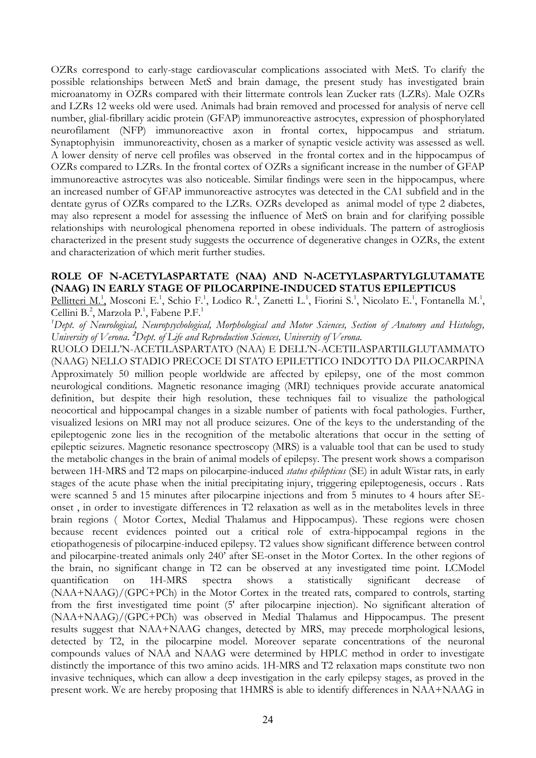OZRs correspond to early-stage cardiovascular complications associated with MetS. To clarify the possible relationships between MetS and brain damage, the present study has investigated brain microanatomy in OZRs compared with their littermate controls lean Zucker rats (LZRs). Male OZRs and LZRs 12 weeks old were used. Animals had brain removed and processed for analysis of nerve cell number, glial-fibrillary acidic protein (GFAP) immunoreactive astrocytes, expression of phosphorylated neurofilament (NFP) immunoreactive axon in frontal cortex, hippocampus and striatum. Synaptophyisin immunoreactivity, chosen as a marker of synaptic vesicle activity was assessed as well. A lower density of nerve cell profiles was observed in the frontal cortex and in the hippocampus of OZRs compared to LZRs. In the frontal cortex of OZRs a significant increase in the number of GFAP immunoreactive astrocytes was also noticeable. Similar findings were seen in the hippocampus, where an increased number of GFAP immunoreactive astrocytes was detected in the CA1 subfield and in the dentate gyrus of OZRs compared to the LZRs. OZRs developed as animal model of type 2 diabetes, may also represent a model for assessing the influence of MetS on brain and for clarifying possible relationships with neurological phenomena reported in obese individuals. The pattern of astrogliosis characterized in the present study suggests the occurrence of degenerative changes in OZRs, the extent and characterization of which merit further studies.

**ROLE OF N-ACETYLASPARTATE (NAA) AND N-ACETYLASPARTYLGLUTAMATE (NAAG) IN EARLY STAGE OF PILOCARPINE-INDUCED STATUS EPILEPTICUS**

Pellitteri M.[1], Mosconi E.[1], Schio F.[1], Lodico R.[1], Zanetti L.[1], Fiorini S.[1], Nicolato E.[1], Fontanella M.[1], Cellini B.[2], Marzola P.[1], Fabene P.F.[1]

*[1]Dept. of Neurological, Neuropsychological, Morphological and Motor Sciences, Section of Anatomy and Histology, University of Verona. [2]Dept. of Life and Reproduction Sciences, University of Verona.*

RUOLO DELL'N-ACETILASPARTATO (NAA) E DELL'N-ACETILASPARTILGLUTAMMATO (NAAG) NELLO STADIO PRECOCE DI STATO EPILETTICO INDOTTO DA PILOCARPINA

Approximately 50 million people worldwide are affected by epilepsy, one of the most common neurological conditions. Magnetic resonance imaging (MRI) techniques provide accurate anatomical definition, but despite their high resolution, these techniques fail to visualize the pathological neocortical and hippocampal changes in a sizable number of patients with focal pathologies. Further, visualized lesions on MRI may not all produce seizures. One of the keys to the understanding of the epileptogenic zone lies in the recognition of the metabolic alterations that occur in the setting of epileptic seizures. Magnetic resonance spectroscopy (MRS) is a valuable tool that can be used to study the metabolic changes in the brain of animal models of epilepsy. The present work shows a comparison between 1H-MRS and T2 maps on pilocarpine-induced *status epilepticus* (SE) in adult Wistar rats, in early stages of the acute phase when the initial precipitating injury, triggering epileptogenesis, occurs . Rats were scanned 5 and 15 minutes after pilocarpine injections and from 5 minutes to 4 hours after SE-onset , in order to investigate differences in T2 relaxation as well as in the metabolites levels in three brain regions ( Motor Cortex, Medial Thalamus and Hippocampus). These regions were chosen because recent evidences pointed out a critical role of extra-hippocampal regions in the etiopathogenesis of pilocarpine-induced epilepsy. T2 values show significant difference between control and pilocarpine-treated animals only 240' after SE-onset in the Motor Cortex. In the other regions of the brain, no significant change in T2 can be observed at any investigated time point. LCModel quantification on 1H-MRS spectra shows a statistically significant decrease of (NAA+NAAG)/(GPC+PCh) in the Motor Cortex in the treated rats, compared to controls, starting from the first investigated time point (5' after pilocarpine injection). No significant alteration of (NAA+NAAG)/(GPC+PCh) was observed in Medial Thalamus and Hippocampus. The present results suggest that NAA+NAAG changes, detected by MRS, may precede morphological lesions, detected by T2, in the pilocarpine model. Moreover separate concentrations of the neuronal compounds values of NAA and NAAG were determined by HPLC method in order to investigate distinctly the importance of this two amino acids. 1H-MRS and T2 relaxation maps constitute two non invasive techniques, which can allow a deep investigation in the early epilepsy stages, as proved in the present work. We are hereby proposing that 1HMRS is able to identify differences in NAA+NAAG in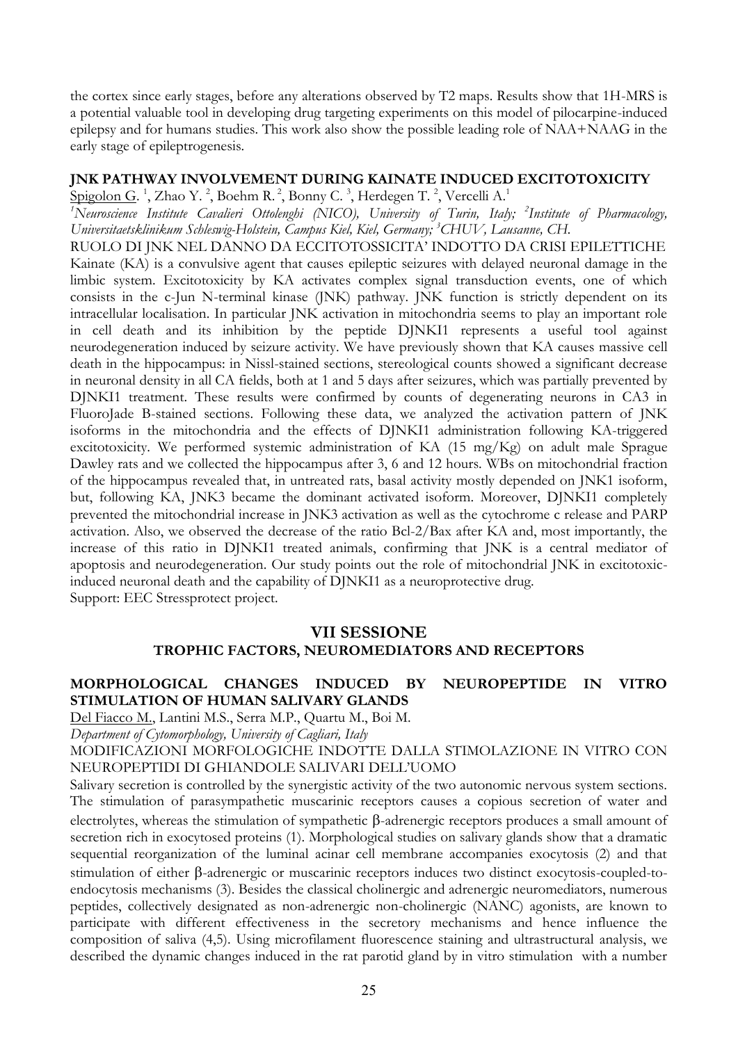the cortex since early stages, before any alterations observed by T2 maps. Results show that 1H-MRS is a potential valuable tool in developing drug targeting experiments on this model of pilocarpine-induced epilepsy and for humans studies. This work also show the possible leading role of NAA+NAAG in the early stage of epileptrogenesis.

### JNK PATHWAY INVOLVEMENT DURING KAINATE INDUCED EXCITOTOXICITY

Spigolon G. [1], Zhao Y. [2], Boehm R. [2], Bonny C. [3], Herdegen T. [2], Vercelli A.[1]

*[1]Neuroscience Institute Cavalieri Ottolenghi (NICO), University of Turin, Italy; [2]Institute of Pharmacology, Universitaetsklinikum Schleswig-Holstein, Campus Kiel, Kiel, Germany; [3]CHUV, Lausanne, CH.*

RUOLO DI JNK NEL DANNO DA ECCITOTOSSICITA' INDOTTO DA CRISI EPILETTICHE

Kainate (KA) is a convulsive agent that causes epileptic seizures with delayed neuronal damage in the limbic system. Excitotoxicity by KA activates complex signal transduction events, one of which consists in the c-Jun N-terminal kinase (JNK) pathway. JNK function is strictly dependent on its intracellular localisation. In particular JNK activation in mitochondria seems to play an important role in cell death and its inhibition by the peptide DJNKI1 represents a useful tool against neurodegeneration induced by seizure activity. We have previously shown that KA causes massive cell death in the hippocampus: in Nissl-stained sections, stereological counts showed a significant decrease in neuronal density in all CA fields, both at 1 and 5 days after seizures, which was partially prevented by DJNKI1 treatment. These results were confirmed by counts of degenerating neurons in CA3 in FluoroJade B-stained sections. Following these data, we analyzed the activation pattern of JNK isoforms in the mitochondria and the effects of DJNKI1 administration following KA-triggered excitotoxicity. We performed systemic administration of KA (15 mg/Kg) on adult male Sprague Dawley rats and we collected the hippocampus after 3, 6 and 12 hours. WBs on mitochondrial fraction of the hippocampus revealed that, in untreated rats, basal activity mostly depended on JNK1 isoform, but, following KA, JNK3 became the dominant activated isoform. Moreover, DJNKI1 completely prevented the mitochondrial increase in JNK3 activation as well as the cytochrome c release and PARP activation. Also, we observed the decrease of the ratio Bcl-2/Bax after KA and, most importantly, the increase of this ratio in DJNKI1 treated animals, confirming that JNK is a central mediator of apoptosis and neurodegeneration. Our study points out the role of mitochondrial JNK in excitotoxic-induced neuronal death and the capability of DJNKI1 as a neuroprotective drug.

Support: EEC Stressprotect project.

## VII SESSIONE

## TROPHIC FACTORS, NEUROMEDIATORS AND RECEPTORS

### MORPHOLOGICAL CHANGES INDUCED BY NEUROPEPTIDE IN VITRO STIMULATION OF HUMAN SALIVARY GLANDS

Del Fiacco M., Lantini M.S., Serra M.P., Quartu M., Boi M.

*Department of Cytomorphology, University of Cagliari, Italy*

MODIFICAZIONI MORFOLOGICHE INDOTTE DALLA STIMOLAZIONE IN VITRO CON NEUROPEPTIDI DI GHIANDOLE SALIVARI DELL'UOMO

Salivary secretion is controlled by the synergistic activity of the two autonomic nervous system sections. The stimulation of parasympathetic muscarinic receptors causes a copious secretion of water and electrolytes, whereas the stimulation of sympathetic β-adrenergic receptors produces a small amount of secretion rich in exocytosed proteins (1). Morphological studies on salivary glands show that a dramatic sequential reorganization of the luminal acinar cell membrane accompanies exocytosis (2) and that stimulation of either β-adrenergic or muscarinic receptors induces two distinct exocytosis-coupled-to-endocytosis mechanisms (3). Besides the classical cholinergic and adrenergic neuromediators, numerous peptides, collectively designated as non-adrenergic non-cholinergic (NANC) agonists, are known to participate with different effectiveness in the secretory mechanisms and hence influence the composition of saliva (4,5). Using microfilament fluorescence staining and ultrastructural analysis, we described the dynamic changes induced in the rat parotid gland by in vitro stimulation with a number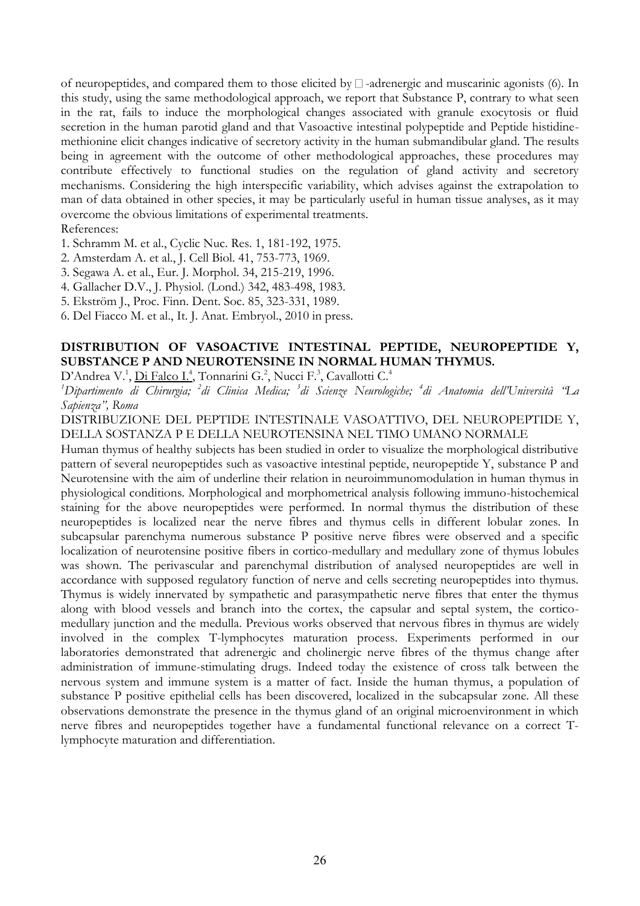of neuropeptides, and compared them to those elicited by □-adrenergic and muscarinic agonists (6). In this study, using the same methodological approach, we report that Substance P, contrary to what seen in the rat, fails to induce the morphological changes associated with granule exocytosis or fluid secretion in the human parotid gland and that Vasoactive intestinal polypeptide and Peptide histidine-methionine elicit changes indicative of secretory activity in the human submandibular gland. The results being in agreement with the outcome of other methodological approaches, these procedures may contribute effectively to functional studies on the regulation of gland activity and secretory mechanisms. Considering the high interspecific variability, which advises against the extrapolation to man of data obtained in other species, it may be particularly useful in human tissue analyses, as it may overcome the obvious limitations of experimental treatments.

References:

1. Schramm M. et al., Cyclic Nuc. Res. 1, 181-192, 1975.
2. Amsterdam A. et al., J. Cell Biol. 41, 753-773, 1969.
3. Segawa A. et al., Eur. J. Morphol. 34, 215-219, 1996.
4. Gallacher D.V., J. Physiol. (Lond.) 342, 483-498, 1983.
5. Ekström J., Proc. Finn. Dent. Soc. 85, 323-331, 1989.
6. Del Fiacco M. et al., It. J. Anat. Embryol., 2010 in press.

## DISTRIBUTION OF VASOACTIVE INTESTINAL PEPTIDE, NEUROPEPTIDE Y, SUBSTANCE P AND NEUROTENSINE IN NORMAL HUMAN THYMUS.

D'Andrea V.[1], Di Falco I.[4], Tonnarini G.[2], Nucci F.[3], Cavallotti C.[4]

[1]*Dipartimento di Chirurgia;* [2]*di Clinica Medica;* [3]*di Scienze Neurologiche;* [4]*di Anatomia dell'Università "La Sapienza", Roma*

DISTRIBUZIONE DEL PEPTIDE INTESTINALE VASOATTIVO, DEL NEUROPEPTIDE Y, DELLA SOSTANZA P E DELLA NEUROTENSINA NEL TIMO UMANO NORMALE

Human thymus of healthy subjects has been studied in order to visualize the morphological distributive pattern of several neuropeptides such as vasoactive intestinal peptide, neuropeptide Y, substance P and Neurotensine with the aim of underline their relation in neuroimmunomodulation in human thymus in physiological conditions. Morphological and morphometrical analysis following immuno-histochemical staining for the above neuropeptides were performed. In normal thymus the distribution of these neuropeptides is localized near the nerve fibres and thymus cells in different lobular zones. In subcapsular parenchyma numerous substance P positive nerve fibres were observed and a specific localization of neurotensine positive fibers in cortico-medullary and medullary zone of thymus lobules was shown. The perivascular and parenchymal distribution of analysed neuropeptides are well in accordance with supposed regulatory function of nerve and cells secreting neuropeptides into thymus. Thymus is widely innervated by sympathetic and parasympathetic nerve fibres that enter the thymus along with blood vessels and branch into the cortex, the capsular and septal system, the cortico-medullary junction and the medulla. Previous works observed that nervous fibres in thymus are widely involved in the complex T-lymphocytes maturation process. Experiments performed in our laboratories demonstrated that adrenergic and cholinergic nerve fibres of the thymus change after administration of immune-stimulating drugs. Indeed today the existence of cross talk between the nervous system and immune system is a matter of fact. Inside the human thymus, a population of substance P positive epithelial cells has been discovered, localized in the subcapsular zone. All these observations demonstrate the presence in the thymus gland of an original microenvironment in which nerve fibres and neuropeptides together have a fundamental functional relevance on a correct T-lymphocyte maturation and differentiation.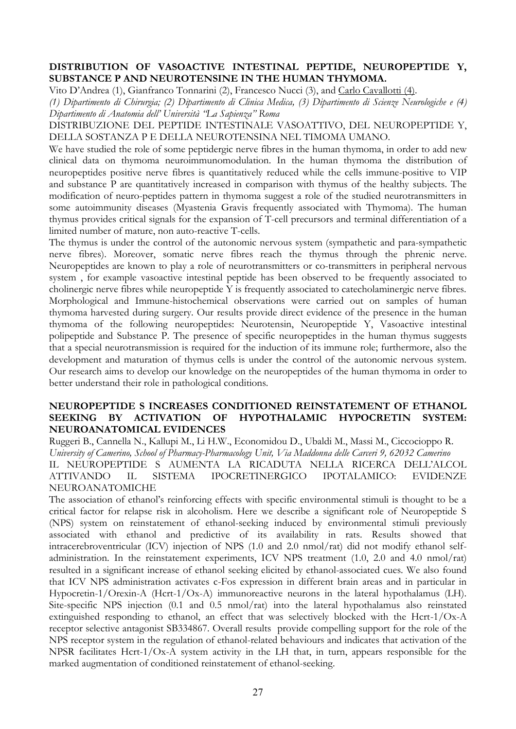### DISTRIBUTION OF VASOACTIVE INTESTINAL PEPTIDE, NEUROPEPTIDE Y, SUBSTANCE P AND NEUROTENSINE IN THE HUMAN THYMOMA.

Vito D'Andrea (1), Gianfranco Tonnarini (2), Francesco Nucci (3), and Carlo Cavallotti (4).

*(1) Dipartimento di Chirurgia; (2) Dipartimento di Clinica Medica, (3) Dipartimento di Scienze Neurologiche e (4) Dipartimento di Anatomia dell' Università "La Sapienza" Roma*

DISTRIBUZIONE DEL PEPTIDE INTESTINALE VASOATTIVO, DEL NEUROPEPTIDE Y, DELLA SOSTANZA P E DELLA NEUROTENSINA NEL TIMOMA UMANO.

We have studied the role of some peptidergic nerve fibres in the human thymoma, in order to add new clinical data on thymoma neuroimmunomodulation. In the human thymoma the distribution of neuropeptides positive nerve fibres is quantitatively reduced while the cells immune-positive to VIP and substance P are quantitatively increased in comparison with thymus of the healthy subjects. The modification of neuro-peptides pattern in thymoma suggest a role of the studied neurotransmitters in some autoimmunity diseases (Myastenia Gravis frequently associated with Thymoma). The human thymus provides critical signals for the expansion of T-cell precursors and terminal differentiation of a limited number of mature, non auto-reactive T-cells.

The thymus is under the control of the autonomic nervous system (sympathetic and para-sympathetic nerve fibres). Moreover, somatic nerve fibres reach the thymus through the phrenic nerve. Neuropeptides are known to play a role of neurotransmitters or co-transmitters in peripheral nervous system , for example vasoactive intestinal peptide has been observed to be frequently associated to cholinergic nerve fibres while neuropeptide Y is frequently associated to catecholaminergic nerve fibres. Morphological and Immune-histochemical observations were carried out on samples of human thymoma harvested during surgery. Our results provide direct evidence of the presence in the human thymoma of the following neuropeptides: Neurotensin, Neuropeptide Y, Vasoactive intestinal polipeptide and Substance P. The presence of specific neuropeptides in the human thymus suggests that a special neurotransmission is required for the induction of its immune role; furthermore, also the development and maturation of thymus cells is under the control of the autonomic nervous system. Our research aims to develop our knowledge on the neuropeptides of the human thymoma in order to better understand their role in pathological conditions.

### NEUROPEPTIDE S INCREASES CONDITIONED REINSTATEMENT OF ETHANOL SEEKING BY ACTIVATION OF HYPOTHALAMIC HYPOCRETIN SYSTEM: NEUROANATOMICAL EVIDENCES

Ruggeri B., Cannella N., Kallupi M., Li H.W., Economidou D., Ubaldi M., Massi M., Ciccocioppo R.

*University of Camerino, School of Pharmacy-Pharmacology Unit, Via Maddonna delle Carceri 9, 62032 Camerino*

IL NEUROPEPTIDE S AUMENTA LA RICADUTA NELLA RICERCA DELL'ALCOL ATTIVANDO IL SISTEMA IPOCRETINERGICO IPOTALAMICO: EVIDENZE NEUROANATOMICHE

The association of ethanol's reinforcing effects with specific environmental stimuli is thought to be a critical factor for relapse risk in alcoholism. Here we describe a significant role of Neuropeptide S (NPS) system on reinstatement of ethanol-seeking induced by environmental stimuli previously associated with ethanol and predictive of its availability in rats. Results showed that intracerebroventricular (ICV) injection of NPS (1.0 and 2.0 nmol/rat) did not modify ethanol self-administration. In the reinstatement experiments, ICV NPS treatment (1.0, 2.0 and 4.0 nmol/rat) resulted in a significant increase of ethanol seeking elicited by ethanol-associated cues. We also found that ICV NPS administration activates c-Fos expression in different brain areas and in particular in Hypocretin-1/Orexin-A (Hcrt-1/Ox-A) immunoreactive neurons in the lateral hypothalamus (LH). Site-specific NPS injection (0.1 and 0.5 nmol/rat) into the lateral hypothalamus also reinstated extinguished responding to ethanol, an effect that was selectively blocked with the Hcrt-1/Ox-A receptor selective antagonist SB334867. Overall results provide compelling support for the role of the NPS receptor system in the regulation of ethanol-related behaviours and indicates that activation of the NPSR facilitates Hcrt-1/Ox-A system activity in the LH that, in turn, appears responsible for the marked augmentation of conditioned reinstatement of ethanol-seeking.